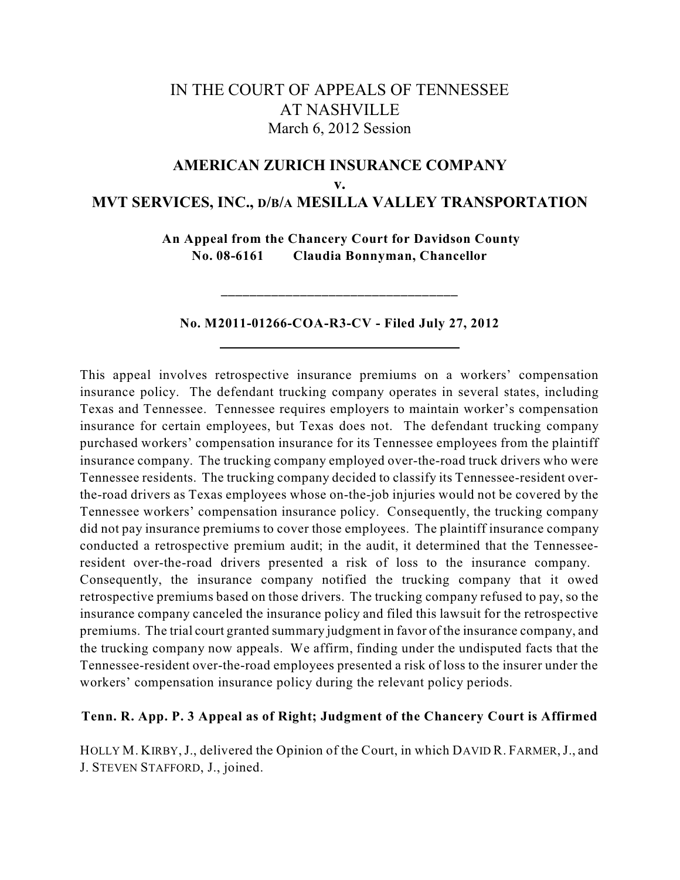# IN THE COURT OF APPEALS OF TENNESSEE
# AT NASHVILLE

March 6, 2012 Session

## AMERICAN ZURICH INSURANCE COMPANY
## v.
## MVT SERVICES, INC., D/B/A MESILLA VALLEY TRANSPORTATION

**An Appeal from the Chancery Court for Davidson County**
**No. 08-6161 Claudia Bonnyman, Chancellor**

---

**No. M2011-01266-COA-R3-CV - Filed July 27, 2012**

---

This appeal involves retrospective insurance premiums on a workers' compensation insurance policy. The defendant trucking company operates in several states, including Texas and Tennessee. Tennessee requires employers to maintain worker's compensation insurance for certain employees, but Texas does not. The defendant trucking company purchased workers' compensation insurance for its Tennessee employees from the plaintiff insurance company. The trucking company employed over-the-road truck drivers who were Tennessee residents. The trucking company decided to classify its Tennessee-resident over-the-road drivers as Texas employees whose on-the-job injuries would not be covered by the Tennessee workers' compensation insurance policy. Consequently, the trucking company did not pay insurance premiums to cover those employees. The plaintiff insurance company conducted a retrospective premium audit; in the audit, it determined that the Tennessee-resident over-the-road drivers presented a risk of loss to the insurance company. Consequently, the insurance company notified the trucking company that it owed retrospective premiums based on those drivers. The trucking company refused to pay, so the insurance company canceled the insurance policy and filed this lawsuit for the retrospective premiums. The trial court granted summary judgment in favor of the insurance company, and the trucking company now appeals. We affirm, finding under the undisputed facts that the Tennessee-resident over-the-road employees presented a risk of loss to the insurer under the workers' compensation insurance policy during the relevant policy periods.

**Tenn. R. App. P. 3 Appeal as of Right; Judgment of the Chancery Court is Affirmed**

HOLLY M. KIRBY, J., delivered the Opinion of the Court, in which DAVID R. FARMER, J., and J. STEVEN STAFFORD, J., joined.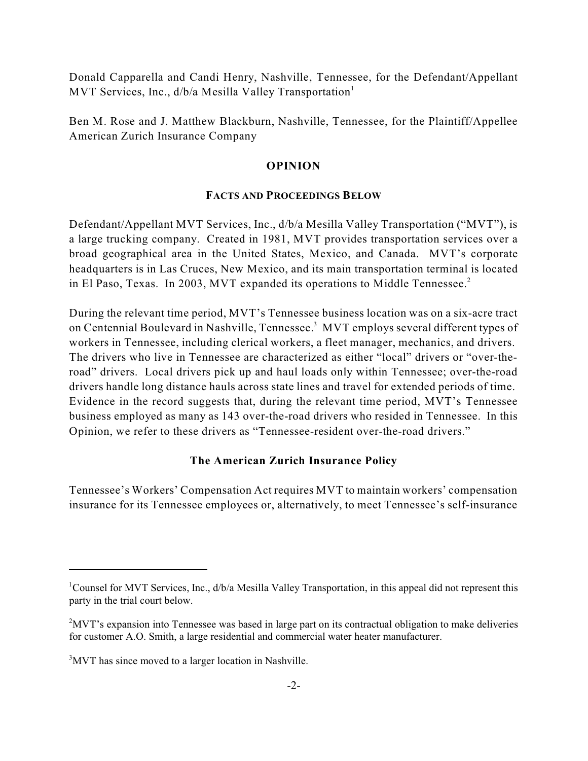Donald Capparella and Candi Henry, Nashville, Tennessee, for the Defendant/Appellant MVT Services, Inc., d/b/a Mesilla Valley Transportation[1]

Ben M. Rose and J. Matthew Blackburn, Nashville, Tennessee, for the Plaintiff/Appellee American Zurich Insurance Company

## OPINION

### FACTS AND PROCEEDINGS BELOW

Defendant/Appellant MVT Services, Inc., d/b/a Mesilla Valley Transportation ("MVT"), is a large trucking company. Created in 1981, MVT provides transportation services over a broad geographical area in the United States, Mexico, and Canada. MVT's corporate headquarters is in Las Cruces, New Mexico, and its main transportation terminal is located in El Paso, Texas. In 2003, MVT expanded its operations to Middle Tennessee.[2]

During the relevant time period, MVT's Tennessee business location was on a six-acre tract on Centennial Boulevard in Nashville, Tennessee.[3] MVT employs several different types of workers in Tennessee, including clerical workers, a fleet manager, mechanics, and drivers. The drivers who live in Tennessee are characterized as either "local" drivers or "over-the-road" drivers. Local drivers pick up and haul loads only within Tennessee; over-the-road drivers handle long distance hauls across state lines and travel for extended periods of time. Evidence in the record suggests that, during the relevant time period, MVT's Tennessee business employed as many as 143 over-the-road drivers who resided in Tennessee. In this Opinion, we refer to these drivers as "Tennessee-resident over-the-road drivers."

### The American Zurich Insurance Policy

Tennessee's Workers' Compensation Act requires MVT to maintain workers' compensation insurance for its Tennessee employees or, alternatively, to meet Tennessee's self-insurance

---

[1] Counsel for MVT Services, Inc., d/b/a Mesilla Valley Transportation, in this appeal did not represent this party in the trial court below.

[2] MVT's expansion into Tennessee was based in large part on its contractual obligation to make deliveries for customer A.O. Smith, a large residential and commercial water heater manufacturer.

[3] MVT has since moved to a larger location in Nashville.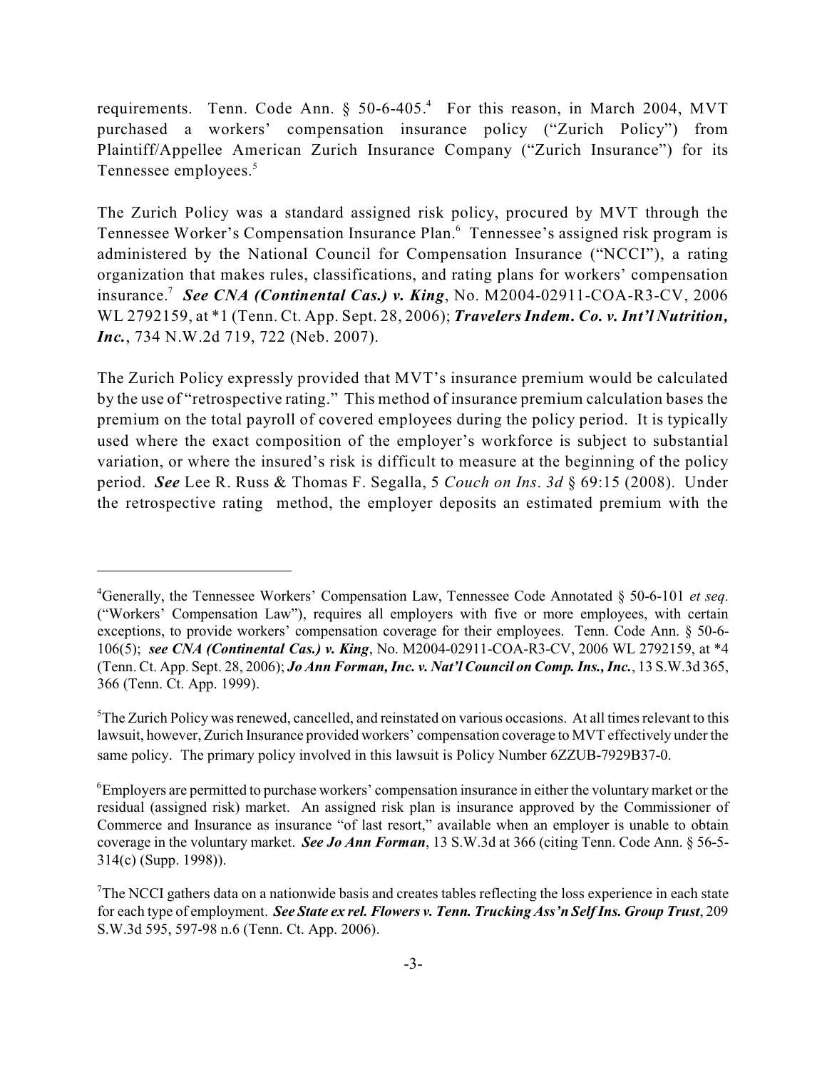requirements. Tenn. Code Ann. § 50-6-405.[4] For this reason, in March 2004, MVT purchased a workers' compensation insurance policy ("Zurich Policy") from Plaintiff/Appellee American Zurich Insurance Company ("Zurich Insurance") for its Tennessee employees.[5]

The Zurich Policy was a standard assigned risk policy, procured by MVT through the Tennessee Worker's Compensation Insurance Plan.[6] Tennessee's assigned risk program is administered by the National Council for Compensation Insurance ("NCCI"), a rating organization that makes rules, classifications, and rating plans for workers' compensation insurance.[7] ***See CNA (Continental Cas.) v. King***, No. M2004-02911-COA-R3-CV, 2006 WL 2792159, at *1 (Tenn. Ct. App. Sept. 28, 2006); ***Travelers Indem. Co. v. Int'l Nutrition, Inc.***, 734 N.W.2d 719, 722 (Neb. 2007).

The Zurich Policy expressly provided that MVT's insurance premium would be calculated by the use of "retrospective rating." This method of insurance premium calculation bases the premium on the total payroll of covered employees during the policy period. It is typically used where the exact composition of the employer's workforce is subject to substantial variation, or where the insured's risk is difficult to measure at the beginning of the policy period. ***See*** Lee R. Russ & Thomas F. Segalla, 5 *Couch on Ins. 3d* § 69:15 (2008). Under the retrospective rating method, the employer deposits an estimated premium with the

---

[4]Generally, the Tennessee Workers' Compensation Law, Tennessee Code Annotated § 50-6-101 *et seq.* ("Workers' Compensation Law"), requires all employers with five or more employees, with certain exceptions, to provide workers' compensation coverage for their employees. Tenn. Code Ann. § 50-6-106(5); ***see CNA (Continental Cas.) v. King***, No. M2004-02911-COA-R3-CV, 2006 WL 2792159, at *4 (Tenn. Ct. App. Sept. 28, 2006); ***Jo Ann Forman, Inc. v. Nat'l Council on Comp. Ins., Inc.***, 13 S.W.3d 365, 366 (Tenn. Ct. App. 1999).

[5]The Zurich Policy was renewed, cancelled, and reinstated on various occasions. At all times relevant to this lawsuit, however, Zurich Insurance provided workers' compensation coverage to MVT effectively under the same policy. The primary policy involved in this lawsuit is Policy Number 6ZZUB-7929B37-0.

[6]Employers are permitted to purchase workers' compensation insurance in either the voluntary market or the residual (assigned risk) market. An assigned risk plan is insurance approved by the Commissioner of Commerce and Insurance as insurance "of last resort," available when an employer is unable to obtain coverage in the voluntary market. ***See Jo Ann Forman***, 13 S.W.3d at 366 (citing Tenn. Code Ann. § 56-5-314(c) (Supp. 1998)).

[7]The NCCI gathers data on a nationwide basis and creates tables reflecting the loss experience in each state for each type of employment. ***See State ex rel. Flowers v. Tenn. Trucking Ass'n Self Ins. Group Trust***, 209 S.W.3d 595, 597-98 n.6 (Tenn. Ct. App. 2006).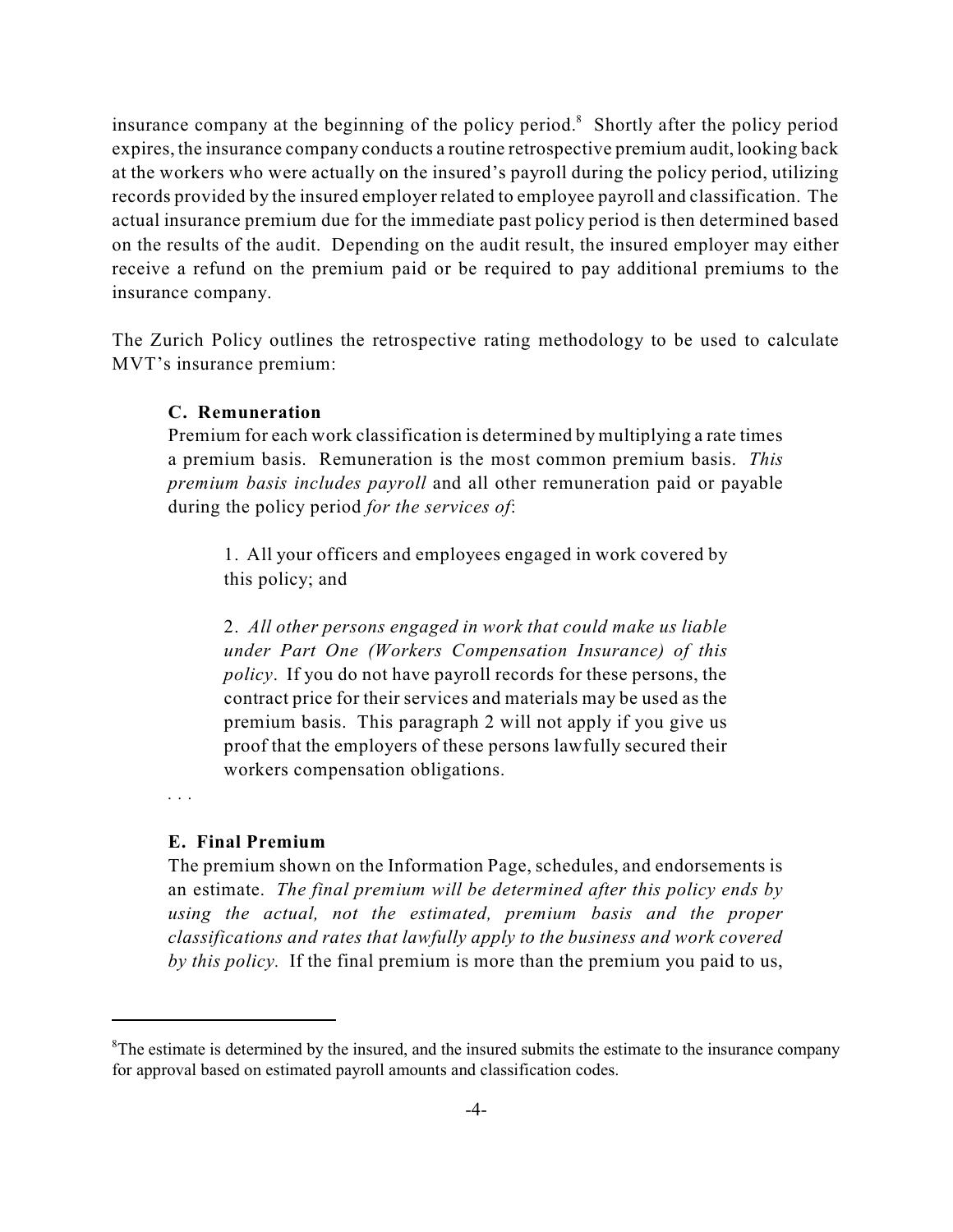insurance company at the beginning of the policy period.[8] Shortly after the policy period expires, the insurance company conducts a routine retrospective premium audit, looking back at the workers who were actually on the insured's payroll during the policy period, utilizing records provided by the insured employer related to employee payroll and classification. The actual insurance premium due for the immediate past policy period is then determined based on the results of the audit. Depending on the audit result, the insured employer may either receive a refund on the premium paid or be required to pay additional premiums to the insurance company.

The Zurich Policy outlines the retrospective rating methodology to be used to calculate MVT's insurance premium:

> **C. Remuneration**
>
> Premium for each work classification is determined by multiplying a rate times a premium basis. Remuneration is the most common premium basis. *This premium basis includes payroll* and all other remuneration paid or payable during the policy period *for the services of*:
>
> > 1. All your officers and employees engaged in work covered by this policy; and
> >
> > 2. *All other persons engaged in work that could make us liable under Part One (Workers Compensation Insurance) of this policy*. If you do not have payroll records for these persons, the contract price for their services and materials may be used as the premium basis. This paragraph 2 will not apply if you give us proof that the employers of these persons lawfully secured their workers compensation obligations.
>
> . . .
>
> **E. Final Premium**
>
> The premium shown on the Information Page, schedules, and endorsements is an estimate. *The final premium will be determined after this policy ends by using the actual, not the estimated, premium basis and the proper classifications and rates that lawfully apply to the business and work covered by this policy.* If the final premium is more than the premium you paid to us,

---

[8] The estimate is determined by the insured, and the insured submits the estimate to the insurance company for approval based on estimated payroll amounts and classification codes.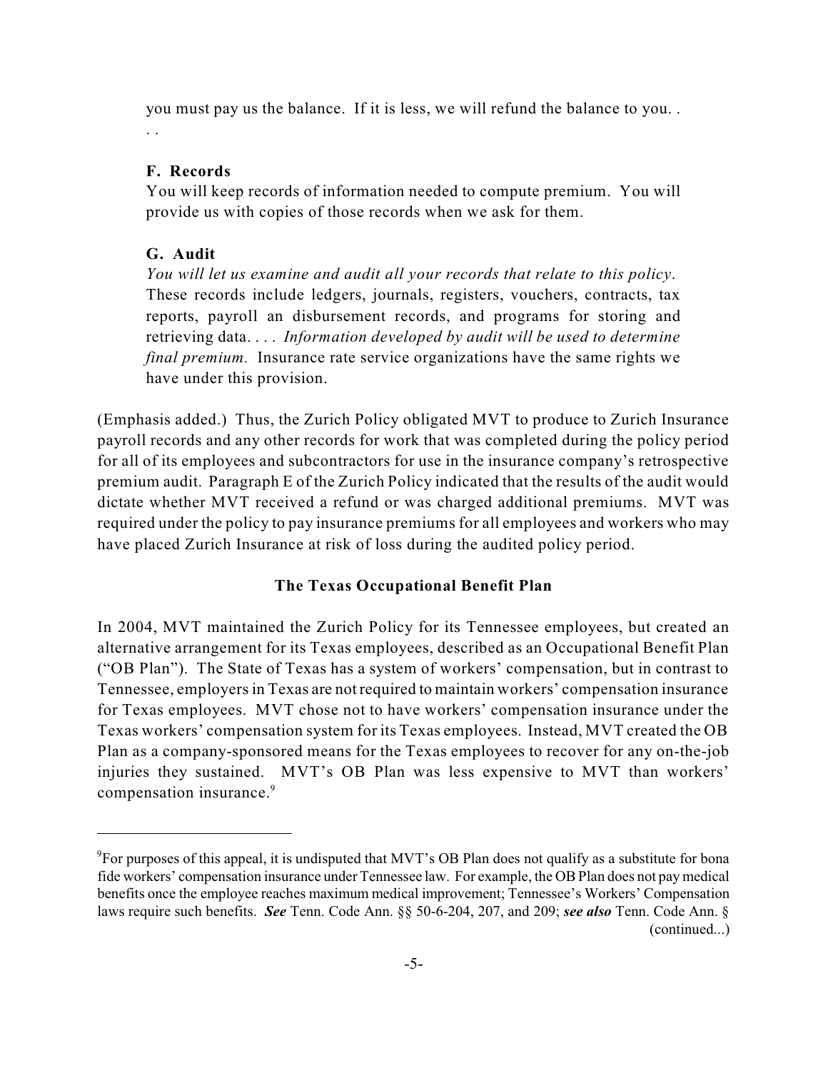> you must pay us the balance. If it is less, we will refund the balance to you. . . .
>
> **F. Records**
>
> You will keep records of information needed to compute premium. You will provide us with copies of those records when we ask for them.
>
> **G. Audit**
>
> *You will let us examine and audit all your records that relate to this policy.* These records include ledgers, journals, registers, vouchers, contracts, tax reports, payroll an disbursement records, and programs for storing and retrieving data. . . . *Information developed by audit will be used to determine final premium.* Insurance rate service organizations have the same rights we have under this provision.

(Emphasis added.) Thus, the Zurich Policy obligated MVT to produce to Zurich Insurance payroll records and any other records for work that was completed during the policy period for all of its employees and subcontractors for use in the insurance company's retrospective premium audit. Paragraph E of the Zurich Policy indicated that the results of the audit would dictate whether MVT received a refund or was charged additional premiums. MVT was required under the policy to pay insurance premiums for all employees and workers who may have placed Zurich Insurance at risk of loss during the audited policy period.

**The Texas Occupational Benefit Plan**

In 2004, MVT maintained the Zurich Policy for its Tennessee employees, but created an alternative arrangement for its Texas employees, described as an Occupational Benefit Plan ("OB Plan"). The State of Texas has a system of workers' compensation, but in contrast to Tennessee, employers in Texas are not required to maintain workers' compensation insurance for Texas employees. MVT chose not to have workers' compensation insurance under the Texas workers' compensation system for its Texas employees. Instead, MVT created the OB Plan as a company-sponsored means for the Texas employees to recover for any on-the-job injuries they sustained. MVT's OB Plan was less expensive to MVT than workers' compensation insurance.[9]

---

[9]For purposes of this appeal, it is undisputed that MVT's OB Plan does not qualify as a substitute for bona fide workers' compensation insurance under Tennessee law. For example, the OB Plan does not pay medical benefits once the employee reaches maximum medical improvement; Tennessee's Workers' Compensation laws require such benefits. ***See*** Tenn. Code Ann. §§ 50-6-204, 207, and 209; ***see also*** Tenn. Code Ann. § (continued...)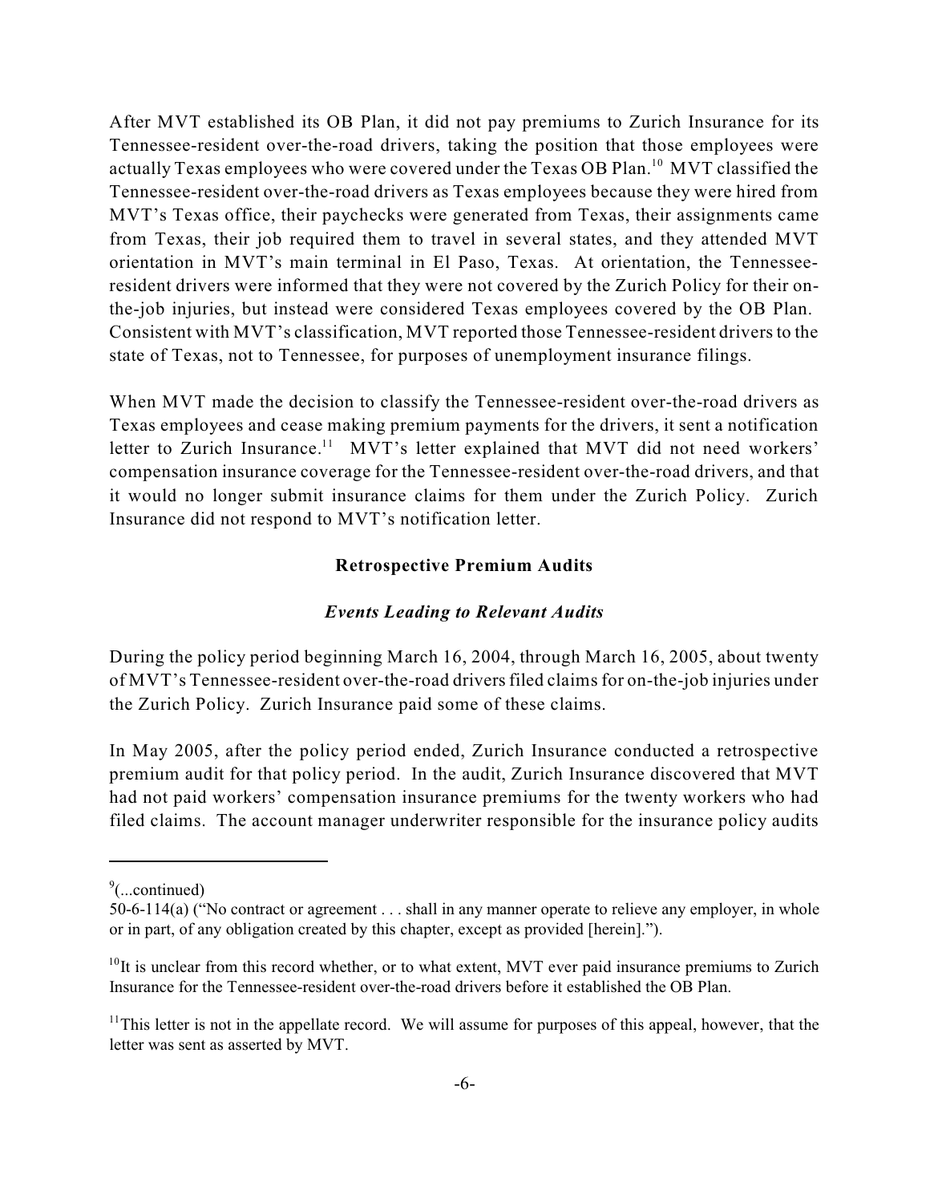After MVT established its OB Plan, it did not pay premiums to Zurich Insurance for its Tennessee-resident over-the-road drivers, taking the position that those employees were actually Texas employees who were covered under the Texas OB Plan.[10] MVT classified the Tennessee-resident over-the-road drivers as Texas employees because they were hired from MVT's Texas office, their paychecks were generated from Texas, their assignments came from Texas, their job required them to travel in several states, and they attended MVT orientation in MVT's main terminal in El Paso, Texas. At orientation, the Tennessee-resident drivers were informed that they were not covered by the Zurich Policy for their on-the-job injuries, but instead were considered Texas employees covered by the OB Plan. Consistent with MVT's classification, MVT reported those Tennessee-resident drivers to the state of Texas, not to Tennessee, for purposes of unemployment insurance filings.

When MVT made the decision to classify the Tennessee-resident over-the-road drivers as Texas employees and cease making premium payments for the drivers, it sent a notification letter to Zurich Insurance.[11] MVT's letter explained that MVT did not need workers' compensation insurance coverage for the Tennessee-resident over-the-road drivers, and that it would no longer submit insurance claims for them under the Zurich Policy. Zurich Insurance did not respond to MVT's notification letter.

## Retrospective Premium Audits

### *Events Leading to Relevant Audits*

During the policy period beginning March 16, 2004, through March 16, 2005, about twenty of MVT's Tennessee-resident over-the-road drivers filed claims for on-the-job injuries under the Zurich Policy. Zurich Insurance paid some of these claims.

In May 2005, after the policy period ended, Zurich Insurance conducted a retrospective premium audit for that policy period. In the audit, Zurich Insurance discovered that MVT had not paid workers' compensation insurance premiums for the twenty workers who had filed claims. The account manager underwriter responsible for the insurance policy audits

---

[9](...continued)
50-6-114(a) ("No contract or agreement . . . shall in any manner operate to relieve any employer, in whole or in part, of any obligation created by this chapter, except as provided [herein].").

[10]It is unclear from this record whether, or to what extent, MVT ever paid insurance premiums to Zurich Insurance for the Tennessee-resident over-the-road drivers before it established the OB Plan.

[11]This letter is not in the appellate record. We will assume for purposes of this appeal, however, that the letter was sent as asserted by MVT.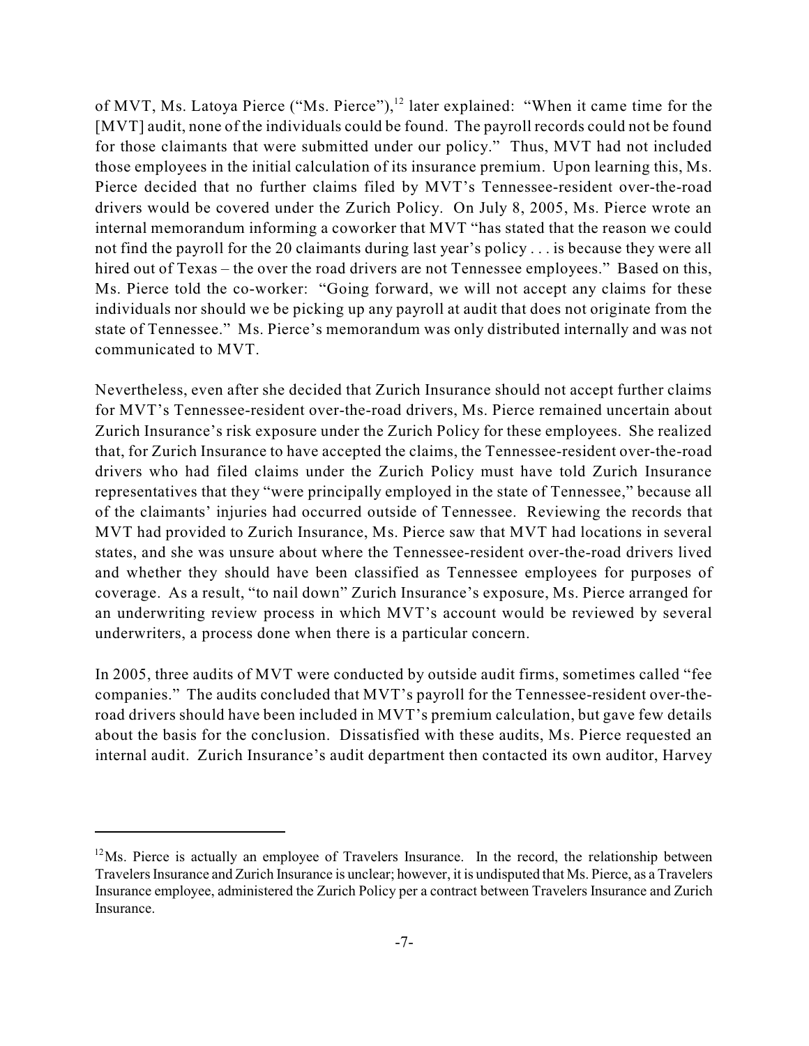of MVT, Ms. Latoya Pierce ("Ms. Pierce"),[12] later explained: "When it came time for the [MVT] audit, none of the individuals could be found. The payroll records could not be found for those claimants that were submitted under our policy." Thus, MVT had not included those employees in the initial calculation of its insurance premium. Upon learning this, Ms. Pierce decided that no further claims filed by MVT's Tennessee-resident over-the-road drivers would be covered under the Zurich Policy. On July 8, 2005, Ms. Pierce wrote an internal memorandum informing a coworker that MVT "has stated that the reason we could not find the payroll for the 20 claimants during last year's policy . . . is because they were all hired out of Texas – the over the road drivers are not Tennessee employees." Based on this, Ms. Pierce told the co-worker: "Going forward, we will not accept any claims for these individuals nor should we be picking up any payroll at audit that does not originate from the state of Tennessee." Ms. Pierce's memorandum was only distributed internally and was not communicated to MVT.

Nevertheless, even after she decided that Zurich Insurance should not accept further claims for MVT's Tennessee-resident over-the-road drivers, Ms. Pierce remained uncertain about Zurich Insurance's risk exposure under the Zurich Policy for these employees. She realized that, for Zurich Insurance to have accepted the claims, the Tennessee-resident over-the-road drivers who had filed claims under the Zurich Policy must have told Zurich Insurance representatives that they "were principally employed in the state of Tennessee," because all of the claimants' injuries had occurred outside of Tennessee. Reviewing the records that MVT had provided to Zurich Insurance, Ms. Pierce saw that MVT had locations in several states, and she was unsure about where the Tennessee-resident over-the-road drivers lived and whether they should have been classified as Tennessee employees for purposes of coverage. As a result, "to nail down" Zurich Insurance's exposure, Ms. Pierce arranged for an underwriting review process in which MVT's account would be reviewed by several underwriters, a process done when there is a particular concern.

In 2005, three audits of MVT were conducted by outside audit firms, sometimes called "fee companies." The audits concluded that MVT's payroll for the Tennessee-resident over-the-road drivers should have been included in MVT's premium calculation, but gave few details about the basis for the conclusion. Dissatisfied with these audits, Ms. Pierce requested an internal audit. Zurich Insurance's audit department then contacted its own auditor, Harvey

---

[12] Ms. Pierce is actually an employee of Travelers Insurance. In the record, the relationship between Travelers Insurance and Zurich Insurance is unclear; however, it is undisputed that Ms. Pierce, as a Travelers Insurance employee, administered the Zurich Policy per a contract between Travelers Insurance and Zurich Insurance.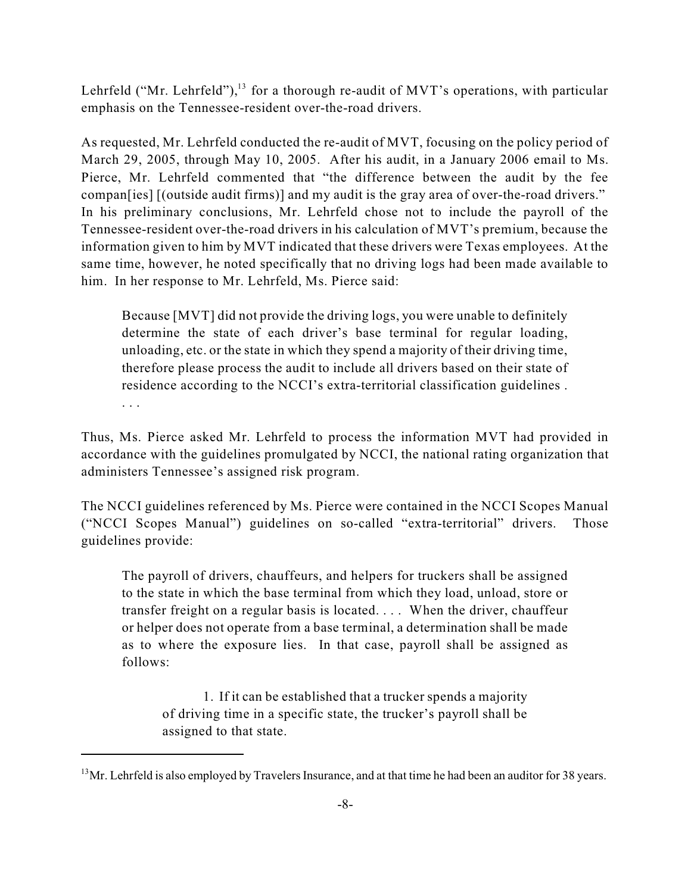Lehrfeld ("Mr. Lehrfeld"),[13] for a thorough re-audit of MVT's operations, with particular emphasis on the Tennessee-resident over-the-road drivers.

As requested, Mr. Lehrfeld conducted the re-audit of MVT, focusing on the policy period of March 29, 2005, through May 10, 2005. After his audit, in a January 2006 email to Ms. Pierce, Mr. Lehrfeld commented that "the difference between the audit by the fee compan[ies] [(outside audit firms)] and my audit is the gray area of over-the-road drivers." In his preliminary conclusions, Mr. Lehrfeld chose not to include the payroll of the Tennessee-resident over-the-road drivers in his calculation of MVT's premium, because the information given to him by MVT indicated that these drivers were Texas employees. At the same time, however, he noted specifically that no driving logs had been made available to him. In her response to Mr. Lehrfeld, Ms. Pierce said:

> Because [MVT] did not provide the driving logs, you were unable to definitely determine the state of each driver's base terminal for regular loading, unloading, etc. or the state in which they spend a majority of their driving time, therefore please process the audit to include all drivers based on their state of residence according to the NCCI's extra-territorial classification guidelines . . . .

Thus, Ms. Pierce asked Mr. Lehrfeld to process the information MVT had provided in accordance with the guidelines promulgated by NCCI, the national rating organization that administers Tennessee's assigned risk program.

The NCCI guidelines referenced by Ms. Pierce were contained in the NCCI Scopes Manual ("NCCI Scopes Manual") guidelines on so-called "extra-territorial" drivers. Those guidelines provide:

> The payroll of drivers, chauffeurs, and helpers for truckers shall be assigned to the state in which the base terminal from which they load, unload, store or transfer freight on a regular basis is located. . . . When the driver, chauffeur or helper does not operate from a base terminal, a determination shall be made as to where the exposure lies. In that case, payroll shall be assigned as follows:
>
> 1. If it can be established that a trucker spends a majority of driving time in a specific state, the trucker's payroll shall be assigned to that state.

---

[13] Mr. Lehrfeld is also employed by Travelers Insurance, and at that time he had been an auditor for 38 years.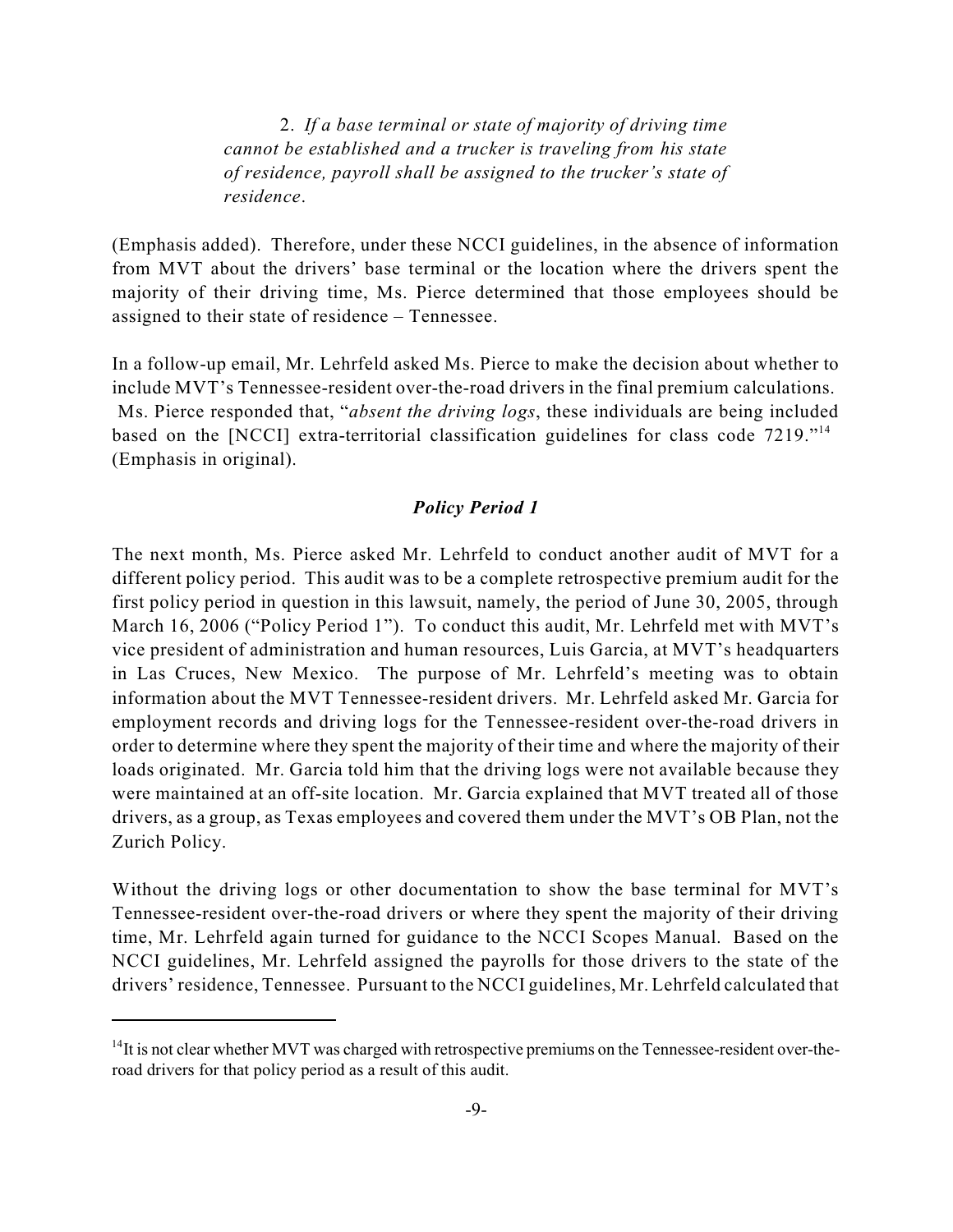> 2. *If a base terminal or state of majority of driving time cannot be established and a trucker is traveling from his state of residence, payroll shall be assigned to the trucker's state of residence*.

(Emphasis added). Therefore, under these NCCI guidelines, in the absence of information from MVT about the drivers' base terminal or the location where the drivers spent the majority of their driving time, Ms. Pierce determined that those employees should be assigned to their state of residence – Tennessee.

In a follow-up email, Mr. Lehrfeld asked Ms. Pierce to make the decision about whether to include MVT's Tennessee-resident over-the-road drivers in the final premium calculations. Ms. Pierce responded that, "*absent the driving logs*, these individuals are being included based on the [NCCI] extra-territorial classification guidelines for class code 7219."[14] (Emphasis in original).

### *Policy Period 1*

The next month, Ms. Pierce asked Mr. Lehrfeld to conduct another audit of MVT for a different policy period. This audit was to be a complete retrospective premium audit for the first policy period in question in this lawsuit, namely, the period of June 30, 2005, through March 16, 2006 ("Policy Period 1"). To conduct this audit, Mr. Lehrfeld met with MVT's vice president of administration and human resources, Luis Garcia, at MVT's headquarters in Las Cruces, New Mexico. The purpose of Mr. Lehrfeld's meeting was to obtain information about the MVT Tennessee-resident drivers. Mr. Lehrfeld asked Mr. Garcia for employment records and driving logs for the Tennessee-resident over-the-road drivers in order to determine where they spent the majority of their time and where the majority of their loads originated. Mr. Garcia told him that the driving logs were not available because they were maintained at an off-site location. Mr. Garcia explained that MVT treated all of those drivers, as a group, as Texas employees and covered them under the MVT's OB Plan, not the Zurich Policy.

Without the driving logs or other documentation to show the base terminal for MVT's Tennessee-resident over-the-road drivers or where they spent the majority of their driving time, Mr. Lehrfeld again turned for guidance to the NCCI Scopes Manual. Based on the NCCI guidelines, Mr. Lehrfeld assigned the payrolls for those drivers to the state of the drivers' residence, Tennessee. Pursuant to the NCCI guidelines, Mr. Lehrfeld calculated that

---

[14] It is not clear whether MVT was charged with retrospective premiums on the Tennessee-resident over-the-road drivers for that policy period as a result of this audit.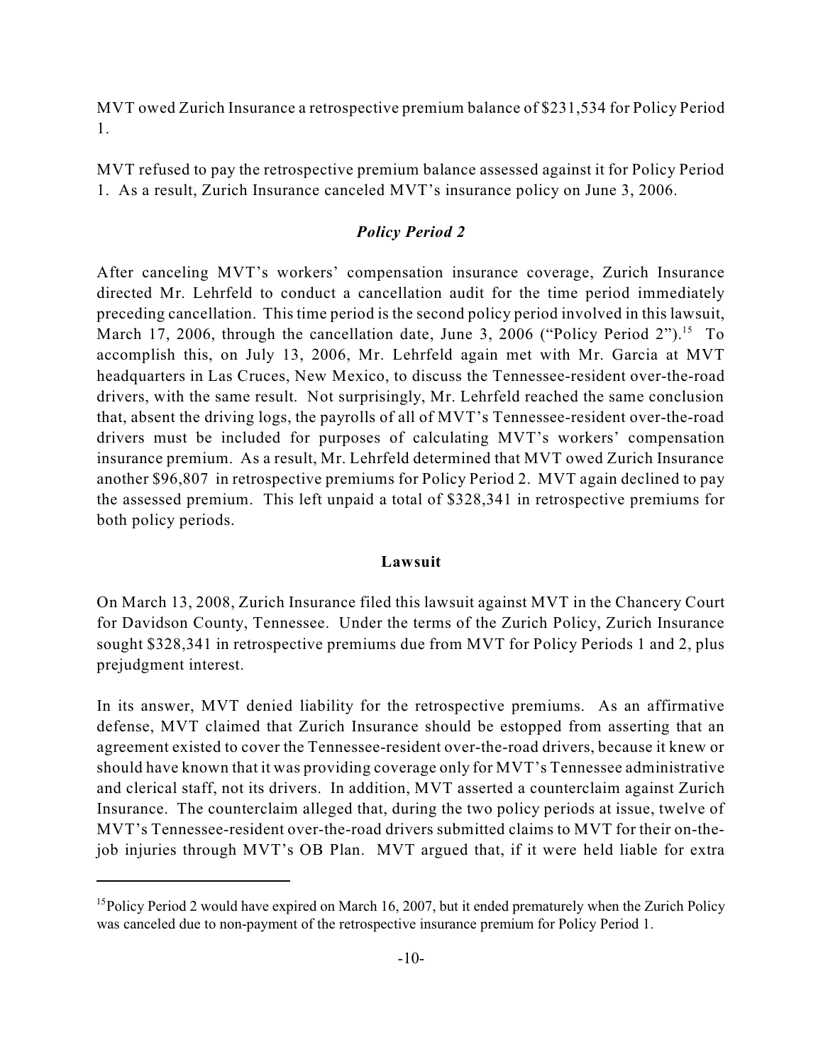MVT owed Zurich Insurance a retrospective premium balance of $231,534 for Policy Period 1.

MVT refused to pay the retrospective premium balance assessed against it for Policy Period 1. As a result, Zurich Insurance canceled MVT's insurance policy on June 3, 2006.

### *Policy Period 2*

After canceling MVT's workers' compensation insurance coverage, Zurich Insurance directed Mr. Lehrfeld to conduct a cancellation audit for the time period immediately preceding cancellation. This time period is the second policy period involved in this lawsuit, March 17, 2006, through the cancellation date, June 3, 2006 ("Policy Period 2").[15] To accomplish this, on July 13, 2006, Mr. Lehrfeld again met with Mr. Garcia at MVT headquarters in Las Cruces, New Mexico, to discuss the Tennessee-resident over-the-road drivers, with the same result. Not surprisingly, Mr. Lehrfeld reached the same conclusion that, absent the driving logs, the payrolls of all of MVT's Tennessee-resident over-the-road drivers must be included for purposes of calculating MVT's workers' compensation insurance premium. As a result, Mr. Lehrfeld determined that MVT owed Zurich Insurance another $96,807 in retrospective premiums for Policy Period 2. MVT again declined to pay the assessed premium. This left unpaid a total of $328,341 in retrospective premiums for both policy periods.

### **Lawsuit**

On March 13, 2008, Zurich Insurance filed this lawsuit against MVT in the Chancery Court for Davidson County, Tennessee. Under the terms of the Zurich Policy, Zurich Insurance sought $328,341 in retrospective premiums due from MVT for Policy Periods 1 and 2, plus prejudgment interest.

In its answer, MVT denied liability for the retrospective premiums. As an affirmative defense, MVT claimed that Zurich Insurance should be estopped from asserting that an agreement existed to cover the Tennessee-resident over-the-road drivers, because it knew or should have known that it was providing coverage only for MVT's Tennessee administrative and clerical staff, not its drivers. In addition, MVT asserted a counterclaim against Zurich Insurance. The counterclaim alleged that, during the two policy periods at issue, twelve of MVT's Tennessee-resident over-the-road drivers submitted claims to MVT for their on-the-job injuries through MVT's OB Plan. MVT argued that, if it were held liable for extra

---

[15] Policy Period 2 would have expired on March 16, 2007, but it ended prematurely when the Zurich Policy was canceled due to non-payment of the retrospective insurance premium for Policy Period 1.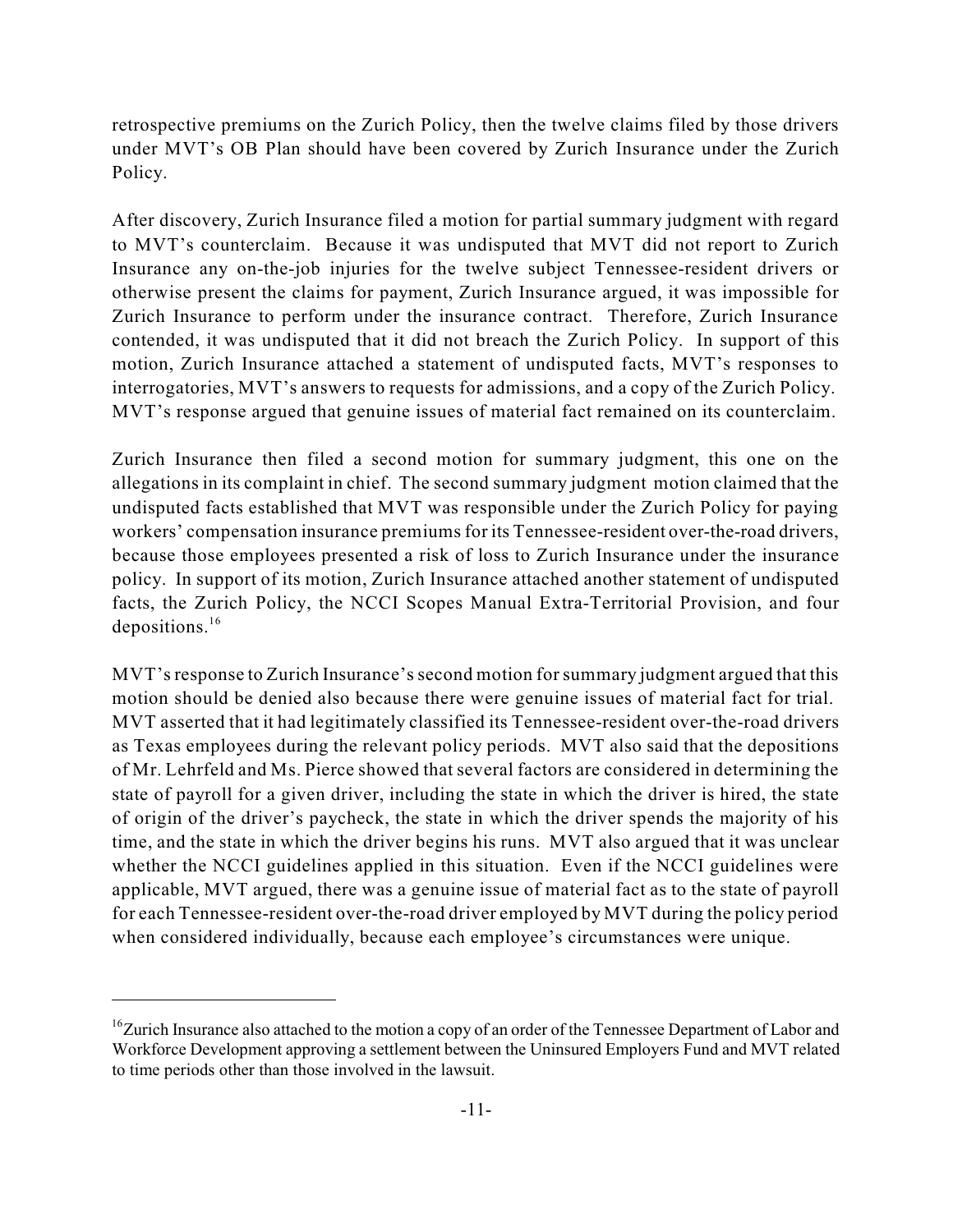retrospective premiums on the Zurich Policy, then the twelve claims filed by those drivers under MVT's OB Plan should have been covered by Zurich Insurance under the Zurich Policy.

After discovery, Zurich Insurance filed a motion for partial summary judgment with regard to MVT's counterclaim. Because it was undisputed that MVT did not report to Zurich Insurance any on-the-job injuries for the twelve subject Tennessee-resident drivers or otherwise present the claims for payment, Zurich Insurance argued, it was impossible for Zurich Insurance to perform under the insurance contract. Therefore, Zurich Insurance contended, it was undisputed that it did not breach the Zurich Policy. In support of this motion, Zurich Insurance attached a statement of undisputed facts, MVT's responses to interrogatories, MVT's answers to requests for admissions, and a copy of the Zurich Policy. MVT's response argued that genuine issues of material fact remained on its counterclaim.

Zurich Insurance then filed a second motion for summary judgment, this one on the allegations in its complaint in chief. The second summary judgment motion claimed that the undisputed facts established that MVT was responsible under the Zurich Policy for paying workers' compensation insurance premiums for its Tennessee-resident over-the-road drivers, because those employees presented a risk of loss to Zurich Insurance under the insurance policy. In support of its motion, Zurich Insurance attached another statement of undisputed facts, the Zurich Policy, the NCCI Scopes Manual Extra-Territorial Provision, and four depositions.[16]

MVT's response to Zurich Insurance's second motion for summary judgment argued that this motion should be denied also because there were genuine issues of material fact for trial. MVT asserted that it had legitimately classified its Tennessee-resident over-the-road drivers as Texas employees during the relevant policy periods. MVT also said that the depositions of Mr. Lehrfeld and Ms. Pierce showed that several factors are considered in determining the state of payroll for a given driver, including the state in which the driver is hired, the state of origin of the driver's paycheck, the state in which the driver spends the majority of his time, and the state in which the driver begins his runs. MVT also argued that it was unclear whether the NCCI guidelines applied in this situation. Even if the NCCI guidelines were applicable, MVT argued, there was a genuine issue of material fact as to the state of payroll for each Tennessee-resident over-the-road driver employed by MVT during the policy period when considered individually, because each employee's circumstances were unique.

---

[16] Zurich Insurance also attached to the motion a copy of an order of the Tennessee Department of Labor and Workforce Development approving a settlement between the Uninsured Employers Fund and MVT related to time periods other than those involved in the lawsuit.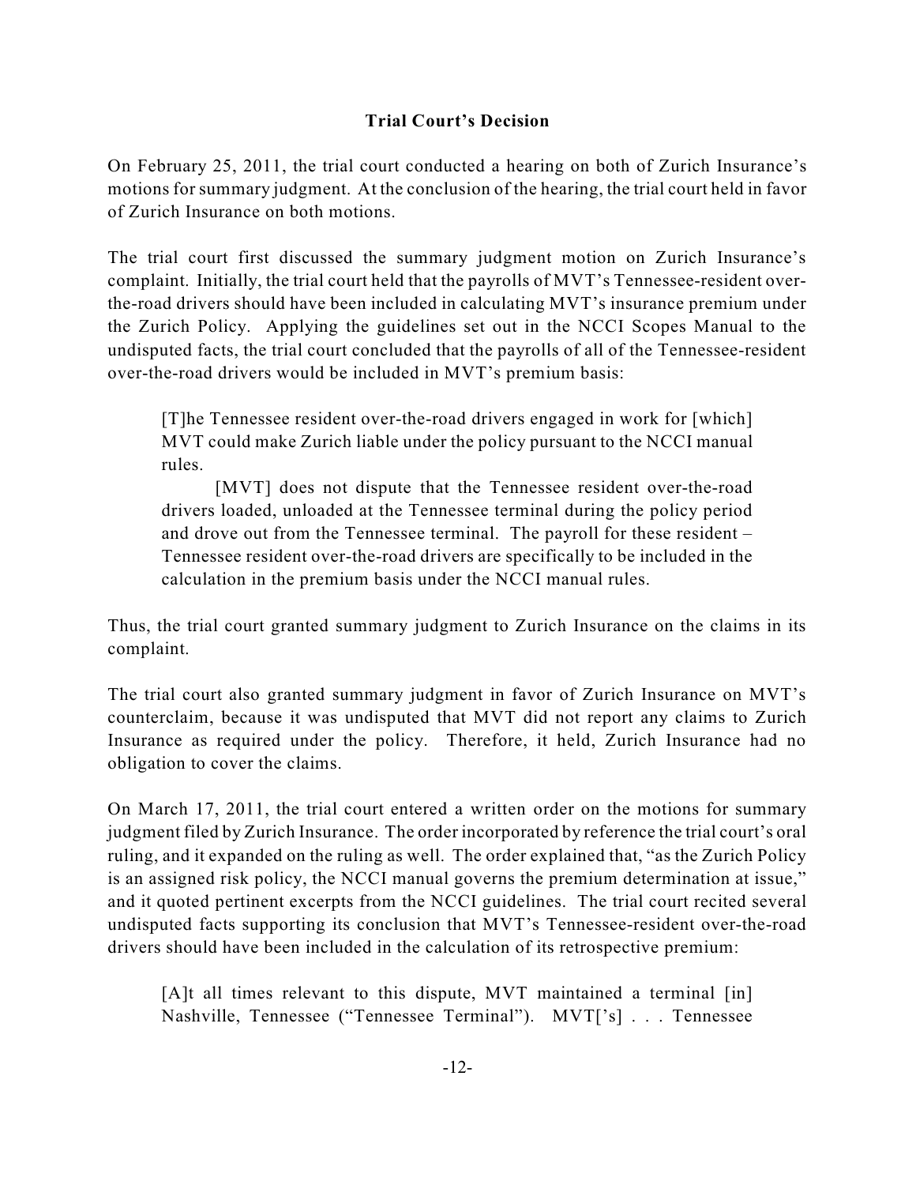### Trial Court's Decision

On February 25, 2011, the trial court conducted a hearing on both of Zurich Insurance's motions for summary judgment. At the conclusion of the hearing, the trial court held in favor of Zurich Insurance on both motions.

The trial court first discussed the summary judgment motion on Zurich Insurance's complaint. Initially, the trial court held that the payrolls of MVT's Tennessee-resident over-the-road drivers should have been included in calculating MVT's insurance premium under the Zurich Policy. Applying the guidelines set out in the NCCI Scopes Manual to the undisputed facts, the trial court concluded that the payrolls of all of the Tennessee-resident over-the-road drivers would be included in MVT's premium basis:

> [T]he Tennessee resident over-the-road drivers engaged in work for [which] MVT could make Zurich liable under the policy pursuant to the NCCI manual rules.
>
> [MVT] does not dispute that the Tennessee resident over-the-road drivers loaded, unloaded at the Tennessee terminal during the policy period and drove out from the Tennessee terminal. The payroll for these resident – Tennessee resident over-the-road drivers are specifically to be included in the calculation in the premium basis under the NCCI manual rules.

Thus, the trial court granted summary judgment to Zurich Insurance on the claims in its complaint.

The trial court also granted summary judgment in favor of Zurich Insurance on MVT's counterclaim, because it was undisputed that MVT did not report any claims to Zurich Insurance as required under the policy. Therefore, it held, Zurich Insurance had no obligation to cover the claims.

On March 17, 2011, the trial court entered a written order on the motions for summary judgment filed by Zurich Insurance. The order incorporated by reference the trial court's oral ruling, and it expanded on the ruling as well. The order explained that, "as the Zurich Policy is an assigned risk policy, the NCCI manual governs the premium determination at issue," and it quoted pertinent excerpts from the NCCI guidelines. The trial court recited several undisputed facts supporting its conclusion that MVT's Tennessee-resident over-the-road drivers should have been included in the calculation of its retrospective premium:

> [A]t all times relevant to this dispute, MVT maintained a terminal [in] Nashville, Tennessee ("Tennessee Terminal"). MVT['s] . . . Tennessee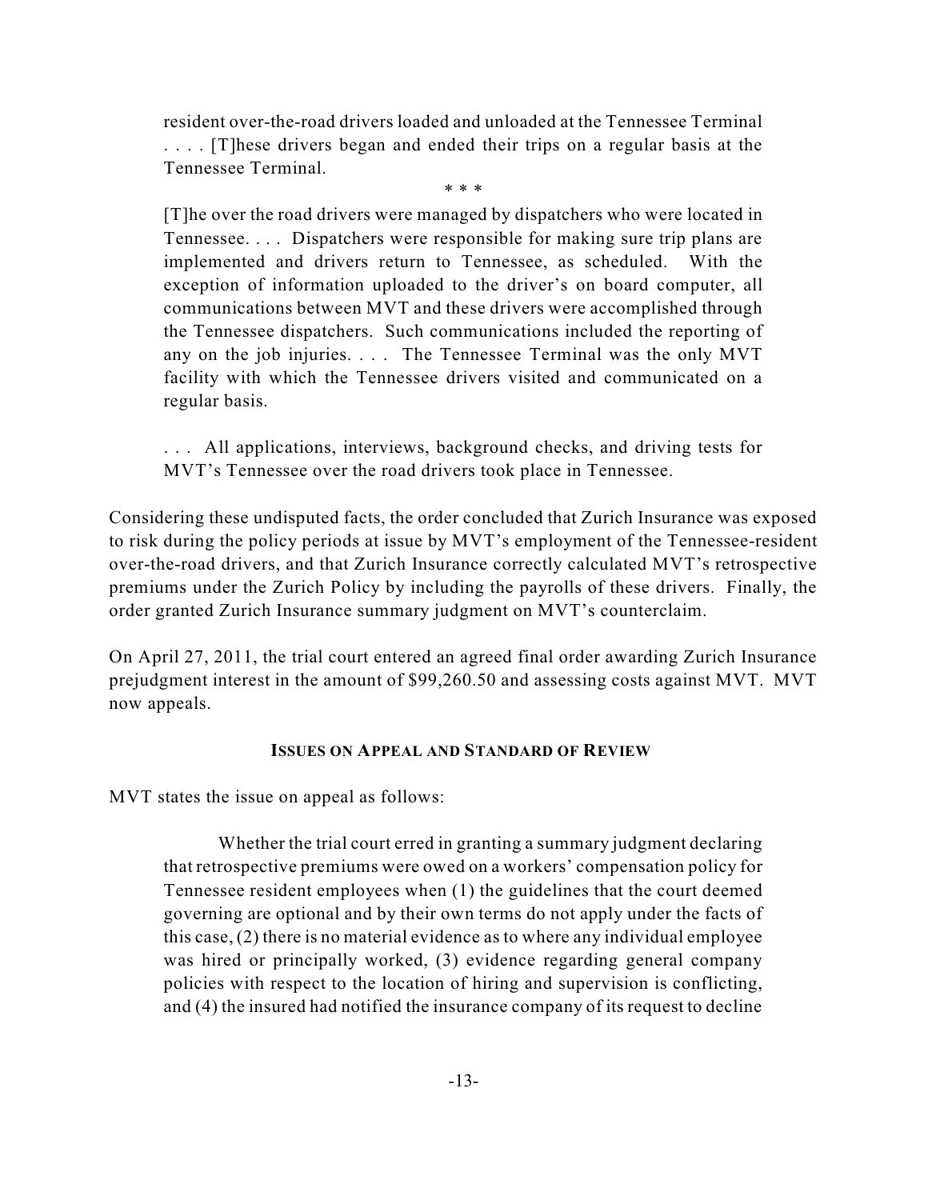> resident over-the-road drivers loaded and unloaded at the Tennessee Terminal . . . . [T]hese drivers began and ended their trips on a regular basis at the Tennessee Terminal.
>
> \* \* \*
>
> [T]he over the road drivers were managed by dispatchers who were located in Tennessee. . . . Dispatchers were responsible for making sure trip plans are implemented and drivers return to Tennessee, as scheduled. With the exception of information uploaded to the driver's on board computer, all communications between MVT and these drivers were accomplished through the Tennessee dispatchers. Such communications included the reporting of any on the job injuries. . . . The Tennessee Terminal was the only MVT facility with which the Tennessee drivers visited and communicated on a regular basis.
>
> . . . All applications, interviews, background checks, and driving tests for MVT's Tennessee over the road drivers took place in Tennessee.

Considering these undisputed facts, the order concluded that Zurich Insurance was exposed to risk during the policy periods at issue by MVT's employment of the Tennessee-resident over-the-road drivers, and that Zurich Insurance correctly calculated MVT's retrospective premiums under the Zurich Policy by including the payrolls of these drivers. Finally, the order granted Zurich Insurance summary judgment on MVT's counterclaim.

On April 27, 2011, the trial court entered an agreed final order awarding Zurich Insurance prejudgment interest in the amount of $99,260.50 and assessing costs against MVT. MVT now appeals.

## ISSUES ON APPEAL AND STANDARD OF REVIEW

MVT states the issue on appeal as follows:

> Whether the trial court erred in granting a summary judgment declaring that retrospective premiums were owed on a workers' compensation policy for Tennessee resident employees when (1) the guidelines that the court deemed governing are optional and by their own terms do not apply under the facts of this case, (2) there is no material evidence as to where any individual employee was hired or principally worked, (3) evidence regarding general company policies with respect to the location of hiring and supervision is conflicting, and (4) the insured had notified the insurance company of its request to decline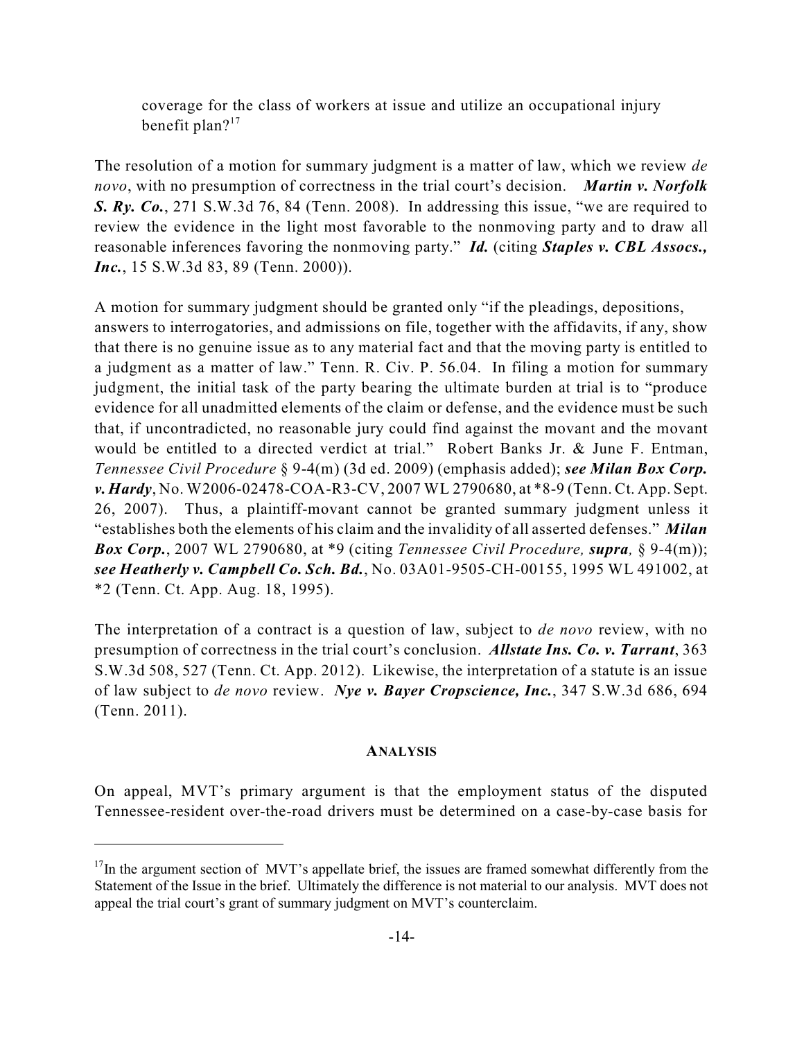> coverage for the class of workers at issue and utilize an occupational injury benefit plan?[17]

The resolution of a motion for summary judgment is a matter of law, which we review *de novo*, with no presumption of correctness in the trial court's decision. ***Martin v. Norfolk S. Ry. Co.***, 271 S.W.3d 76, 84 (Tenn. 2008). In addressing this issue, "we are required to review the evidence in the light most favorable to the nonmoving party and to draw all reasonable inferences favoring the nonmoving party." ***Id.*** (citing ***Staples v. CBL Assocs., Inc.***, 15 S.W.3d 83, 89 (Tenn. 2000)).

A motion for summary judgment should be granted only "if the pleadings, depositions, answers to interrogatories, and admissions on file, together with the affidavits, if any, show that there is no genuine issue as to any material fact and that the moving party is entitled to a judgment as a matter of law." Tenn. R. Civ. P. 56.04. In filing a motion for summary judgment, the initial task of the party bearing the ultimate burden at trial is to "produce evidence for all unadmitted elements of the claim or defense, and the evidence must be such that, if uncontradicted, no reasonable jury could find against the movant and the movant would be entitled to a directed verdict at trial." Robert Banks Jr. & June F. Entman, *Tennessee Civil Procedure* § 9-4(m) (3d ed. 2009) (emphasis added); ***see Milan Box Corp. v. Hardy***, No. W2006-02478-COA-R3-CV, 2007 WL 2790680, at \*8-9 (Tenn. Ct. App. Sept. 26, 2007). Thus, a plaintiff-movant cannot be granted summary judgment unless it "establishes both the elements of his claim and the invalidity of all asserted defenses." ***Milan Box Corp.***, 2007 WL 2790680, at \*9 (citing *Tennessee Civil Procedure, **supra**,* § 9-4(m)); ***see Heatherly v. Campbell Co. Sch. Bd.***, No. 03A01-9505-CH-00155, 1995 WL 491002, at \*2 (Tenn. Ct. App. Aug. 18, 1995).

The interpretation of a contract is a question of law, subject to *de novo* review, with no presumption of correctness in the trial court's conclusion. ***Allstate Ins. Co. v. Tarrant***, 363 S.W.3d 508, 527 (Tenn. Ct. App. 2012). Likewise, the interpretation of a statute is an issue of law subject to *de novo* review. ***Nye v. Bayer Cropscience, Inc.***, 347 S.W.3d 686, 694 (Tenn. 2011).

## ANALYSIS

On appeal, MVT's primary argument is that the employment status of the disputed Tennessee-resident over-the-road drivers must be determined on a case-by-case basis for

---

[17] In the argument section of MVT's appellate brief, the issues are framed somewhat differently from the Statement of the Issue in the brief. Ultimately the difference is not material to our analysis. MVT does not appeal the trial court's grant of summary judgment on MVT's counterclaim.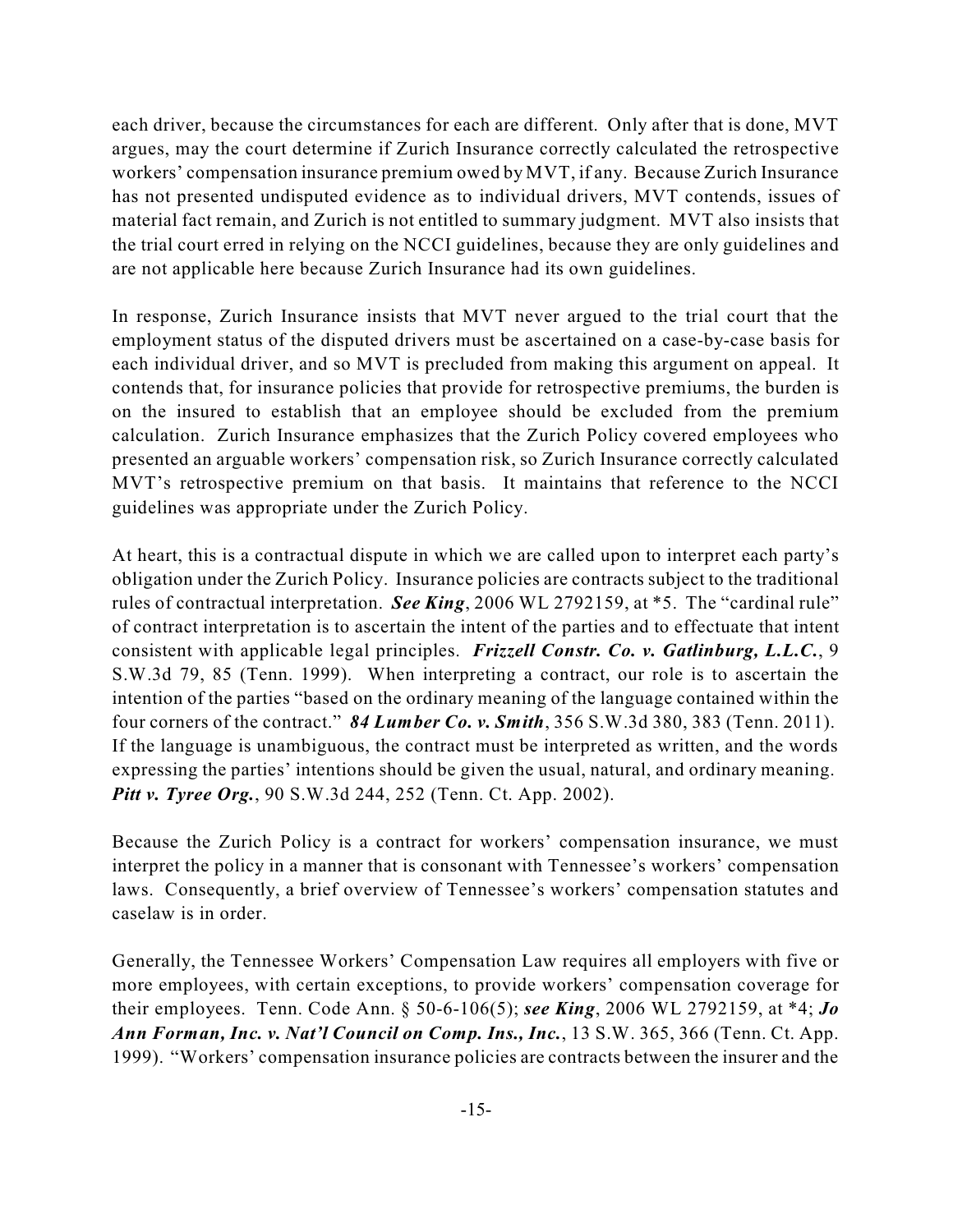each driver, because the circumstances for each are different. Only after that is done, MVT argues, may the court determine if Zurich Insurance correctly calculated the retrospective workers' compensation insurance premium owed by MVT, if any. Because Zurich Insurance has not presented undisputed evidence as to individual drivers, MVT contends, issues of material fact remain, and Zurich is not entitled to summary judgment. MVT also insists that the trial court erred in relying on the NCCI guidelines, because they are only guidelines and are not applicable here because Zurich Insurance had its own guidelines.

In response, Zurich Insurance insists that MVT never argued to the trial court that the employment status of the disputed drivers must be ascertained on a case-by-case basis for each individual driver, and so MVT is precluded from making this argument on appeal. It contends that, for insurance policies that provide for retrospective premiums, the burden is on the insured to establish that an employee should be excluded from the premium calculation. Zurich Insurance emphasizes that the Zurich Policy covered employees who presented an arguable workers' compensation risk, so Zurich Insurance correctly calculated MVT's retrospective premium on that basis. It maintains that reference to the NCCI guidelines was appropriate under the Zurich Policy.

At heart, this is a contractual dispute in which we are called upon to interpret each party's obligation under the Zurich Policy. Insurance policies are contracts subject to the traditional rules of contractual interpretation. ***See King***, 2006 WL 2792159, at *5. The "cardinal rule" of contract interpretation is to ascertain the intent of the parties and to effectuate that intent consistent with applicable legal principles. ***Frizzell Constr. Co. v. Gatlinburg, L.L.C.***, 9 S.W.3d 79, 85 (Tenn. 1999). When interpreting a contract, our role is to ascertain the intention of the parties "based on the ordinary meaning of the language contained within the four corners of the contract." ***84 Lumber Co. v. Smith***, 356 S.W.3d 380, 383 (Tenn. 2011). If the language is unambiguous, the contract must be interpreted as written, and the words expressing the parties' intentions should be given the usual, natural, and ordinary meaning. ***Pitt v. Tyree Org.***, 90 S.W.3d 244, 252 (Tenn. Ct. App. 2002).

Because the Zurich Policy is a contract for workers' compensation insurance, we must interpret the policy in a manner that is consonant with Tennessee's workers' compensation laws. Consequently, a brief overview of Tennessee's workers' compensation statutes and caselaw is in order.

Generally, the Tennessee Workers' Compensation Law requires all employers with five or more employees, with certain exceptions, to provide workers' compensation coverage for their employees. Tenn. Code Ann. § 50-6-106(5); ***see King***, 2006 WL 2792159, at *4; ***Jo Ann Forman, Inc. v. Nat'l Council on Comp. Ins., Inc.***, 13 S.W. 365, 366 (Tenn. Ct. App. 1999). "Workers' compensation insurance policies are contracts between the insurer and the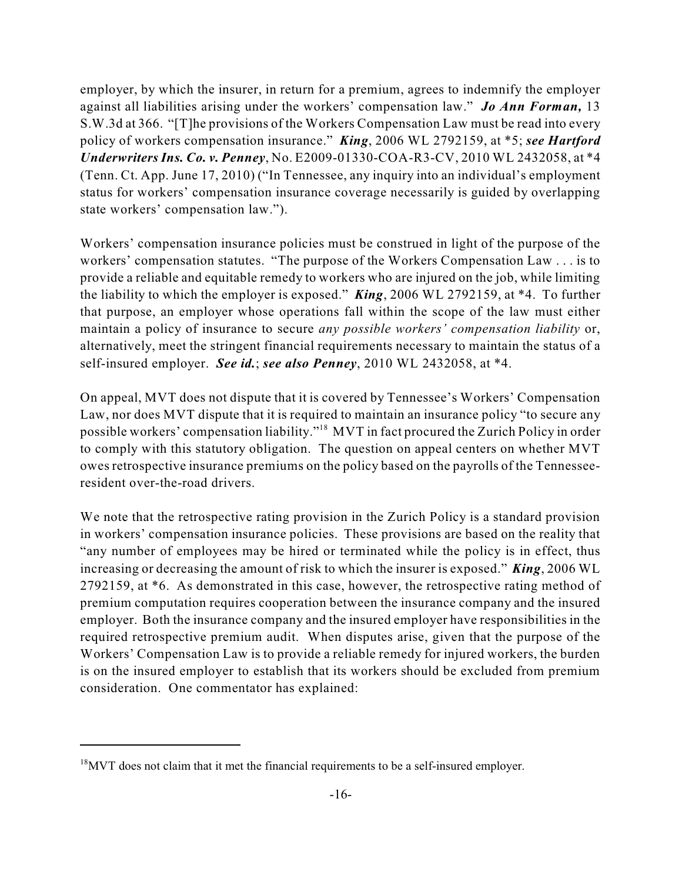employer, by which the insurer, in return for a premium, agrees to indemnify the employer against all liabilities arising under the workers' compensation law." ***Jo Ann Forman,*** 13 S.W.3d at 366. "[T]he provisions of the Workers Compensation Law must be read into every policy of workers compensation insurance." ***King***, 2006 WL 2792159, at *5; ***see Hartford Underwriters Ins. Co. v. Penney***, No. E2009-01330-COA-R3-CV, 2010 WL 2432058, at *4 (Tenn. Ct. App. June 17, 2010) ("In Tennessee, any inquiry into an individual's employment status for workers' compensation insurance coverage necessarily is guided by overlapping state workers' compensation law.").

Workers' compensation insurance policies must be construed in light of the purpose of the workers' compensation statutes. "The purpose of the Workers Compensation Law . . . is to provide a reliable and equitable remedy to workers who are injured on the job, while limiting the liability to which the employer is exposed." ***King***, 2006 WL 2792159, at *4. To further that purpose, an employer whose operations fall within the scope of the law must either maintain a policy of insurance to secure *any possible workers' compensation liability* or, alternatively, meet the stringent financial requirements necessary to maintain the status of a self-insured employer. ***See id.***; ***see also Penney***, 2010 WL 2432058, at *4.

On appeal, MVT does not dispute that it is covered by Tennessee's Workers' Compensation Law, nor does MVT dispute that it is required to maintain an insurance policy "to secure any possible workers' compensation liability."[18] MVT in fact procured the Zurich Policy in order to comply with this statutory obligation. The question on appeal centers on whether MVT owes retrospective insurance premiums on the policy based on the payrolls of the Tennessee-resident over-the-road drivers.

We note that the retrospective rating provision in the Zurich Policy is a standard provision in workers' compensation insurance policies. These provisions are based on the reality that "any number of employees may be hired or terminated while the policy is in effect, thus increasing or decreasing the amount of risk to which the insurer is exposed." ***King***, 2006 WL 2792159, at *6. As demonstrated in this case, however, the retrospective rating method of premium computation requires cooperation between the insurance company and the insured employer. Both the insurance company and the insured employer have responsibilities in the required retrospective premium audit. When disputes arise, given that the purpose of the Workers' Compensation Law is to provide a reliable remedy for injured workers, the burden is on the insured employer to establish that its workers should be excluded from premium consideration. One commentator has explained:

---

[18] MVT does not claim that it met the financial requirements to be a self-insured employer.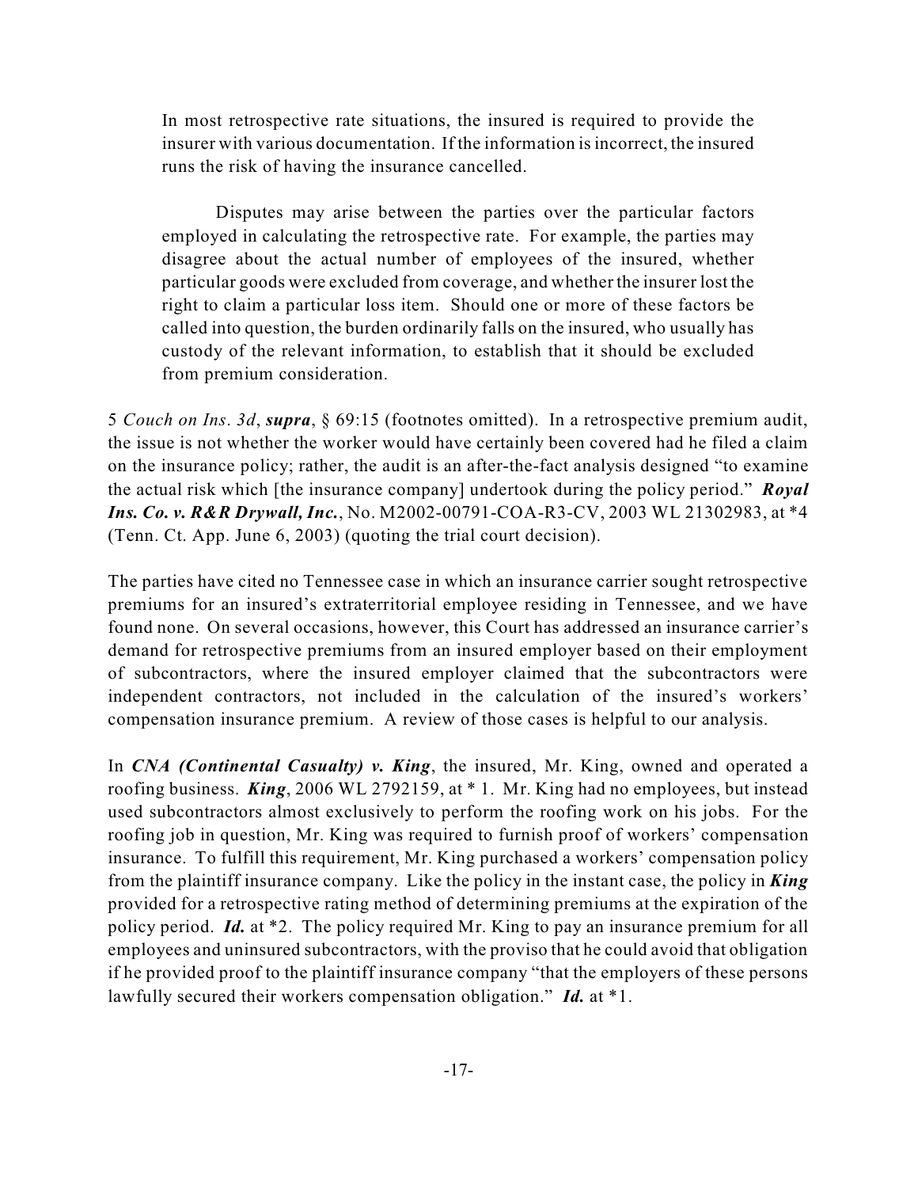> In most retrospective rate situations, the insured is required to provide the insurer with various documentation. If the information is incorrect, the insured runs the risk of having the insurance cancelled.
>
> Disputes may arise between the parties over the particular factors employed in calculating the retrospective rate. For example, the parties may disagree about the actual number of employees of the insured, whether particular goods were excluded from coverage, and whether the insurer lost the right to claim a particular loss item. Should one or more of these factors be called into question, the burden ordinarily falls on the insured, who usually has custody of the relevant information, to establish that it should be excluded from premium consideration.

5 *Couch on Ins. 3d*, ***supra***, § 69:15 (footnotes omitted). In a retrospective premium audit, the issue is not whether the worker would have certainly been covered had he filed a claim on the insurance policy; rather, the audit is an after-the-fact analysis designed "to examine the actual risk which [the insurance company] undertook during the policy period." ***Royal Ins. Co. v. R&R Drywall, Inc.***, No. M2002-00791-COA-R3-CV, 2003 WL 21302983, at *4 (Tenn. Ct. App. June 6, 2003) (quoting the trial court decision).

The parties have cited no Tennessee case in which an insurance carrier sought retrospective premiums for an insured's extraterritorial employee residing in Tennessee, and we have found none. On several occasions, however, this Court has addressed an insurance carrier's demand for retrospective premiums from an insured employer based on their employment of subcontractors, where the insured employer claimed that the subcontractors were independent contractors, not included in the calculation of the insured's workers' compensation insurance premium. A review of those cases is helpful to our analysis.

In ***CNA (Continental Casualty) v. King***, the insured, Mr. King, owned and operated a roofing business. ***King***, 2006 WL 2792159, at * 1. Mr. King had no employees, but instead used subcontractors almost exclusively to perform the roofing work on his jobs. For the roofing job in question, Mr. King was required to furnish proof of workers' compensation insurance. To fulfill this requirement, Mr. King purchased a workers' compensation policy from the plaintiff insurance company. Like the policy in the instant case, the policy in ***King*** provided for a retrospective rating method of determining premiums at the expiration of the policy period. ***Id.*** at *2. The policy required Mr. King to pay an insurance premium for all employees and uninsured subcontractors, with the proviso that he could avoid that obligation if he provided proof to the plaintiff insurance company "that the employers of these persons lawfully secured their workers compensation obligation." ***Id.*** at *1.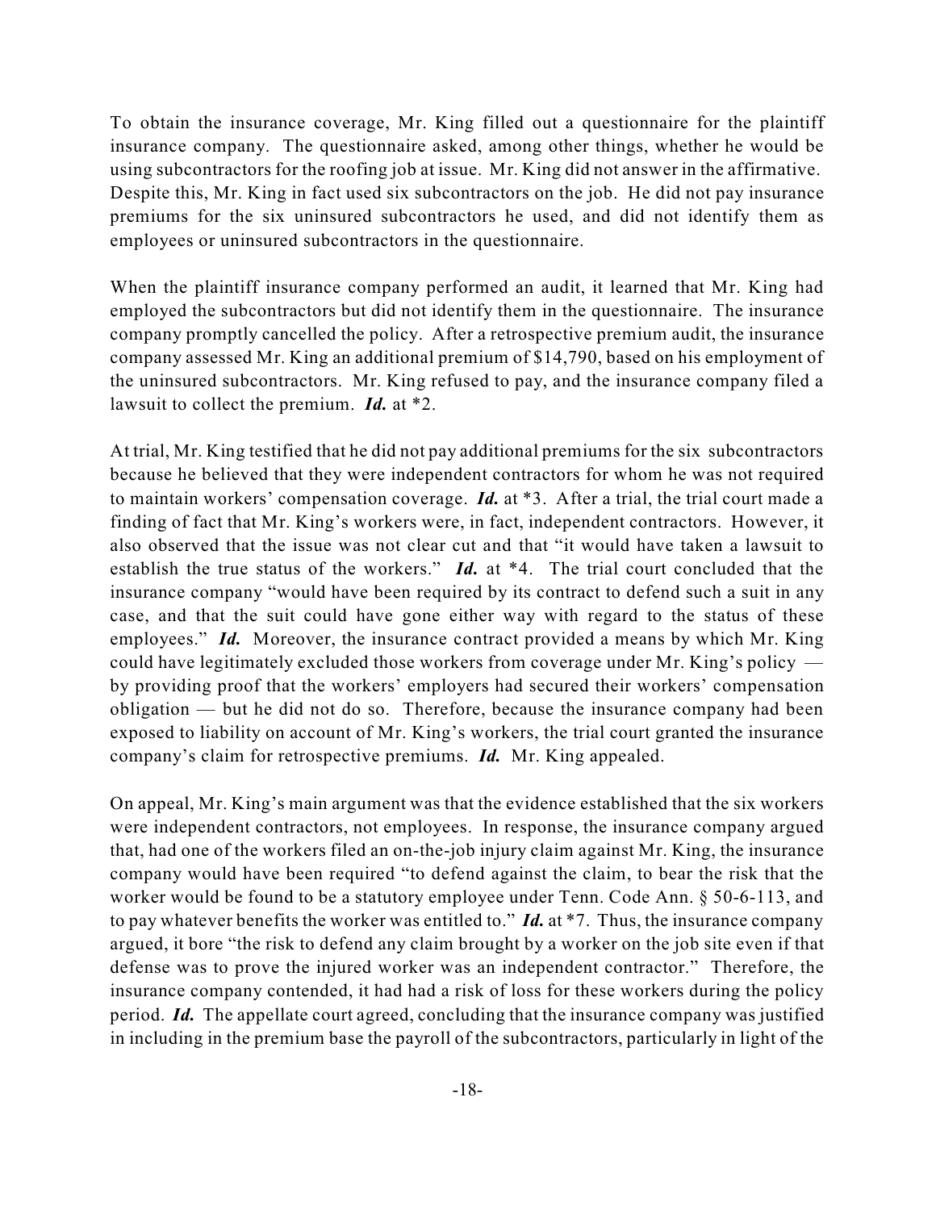To obtain the insurance coverage, Mr. King filled out a questionnaire for the plaintiff insurance company. The questionnaire asked, among other things, whether he would be using subcontractors for the roofing job at issue. Mr. King did not answer in the affirmative. Despite this, Mr. King in fact used six subcontractors on the job. He did not pay insurance premiums for the six uninsured subcontractors he used, and did not identify them as employees or uninsured subcontractors in the questionnaire.

When the plaintiff insurance company performed an audit, it learned that Mr. King had employed the subcontractors but did not identify them in the questionnaire. The insurance company promptly cancelled the policy. After a retrospective premium audit, the insurance company assessed Mr. King an additional premium of $14,790, based on his employment of the uninsured subcontractors. Mr. King refused to pay, and the insurance company filed a lawsuit to collect the premium. ***Id.*** at *2.

At trial, Mr. King testified that he did not pay additional premiums for the six subcontractors because he believed that they were independent contractors for whom he was not required to maintain workers' compensation coverage. ***Id.*** at *3. After a trial, the trial court made a finding of fact that Mr. King's workers were, in fact, independent contractors. However, it also observed that the issue was not clear cut and that "it would have taken a lawsuit to establish the true status of the workers." ***Id.*** at *4. The trial court concluded that the insurance company "would have been required by its contract to defend such a suit in any case, and that the suit could have gone either way with regard to the status of these employees." ***Id.*** Moreover, the insurance contract provided a means by which Mr. King could have legitimately excluded those workers from coverage under Mr. King's policy — by providing proof that the workers' employers had secured their workers' compensation obligation — but he did not do so. Therefore, because the insurance company had been exposed to liability on account of Mr. King's workers, the trial court granted the insurance company's claim for retrospective premiums. ***Id.*** Mr. King appealed.

On appeal, Mr. King's main argument was that the evidence established that the six workers were independent contractors, not employees. In response, the insurance company argued that, had one of the workers filed an on-the-job injury claim against Mr. King, the insurance company would have been required "to defend against the claim, to bear the risk that the worker would be found to be a statutory employee under Tenn. Code Ann. § 50-6-113, and to pay whatever benefits the worker was entitled to." ***Id.*** at *7. Thus, the insurance company argued, it bore "the risk to defend any claim brought by a worker on the job site even if that defense was to prove the injured worker was an independent contractor." Therefore, the insurance company contended, it had had a risk of loss for these workers during the policy period. ***Id.*** The appellate court agreed, concluding that the insurance company was justified in including in the premium base the payroll of the subcontractors, particularly in light of the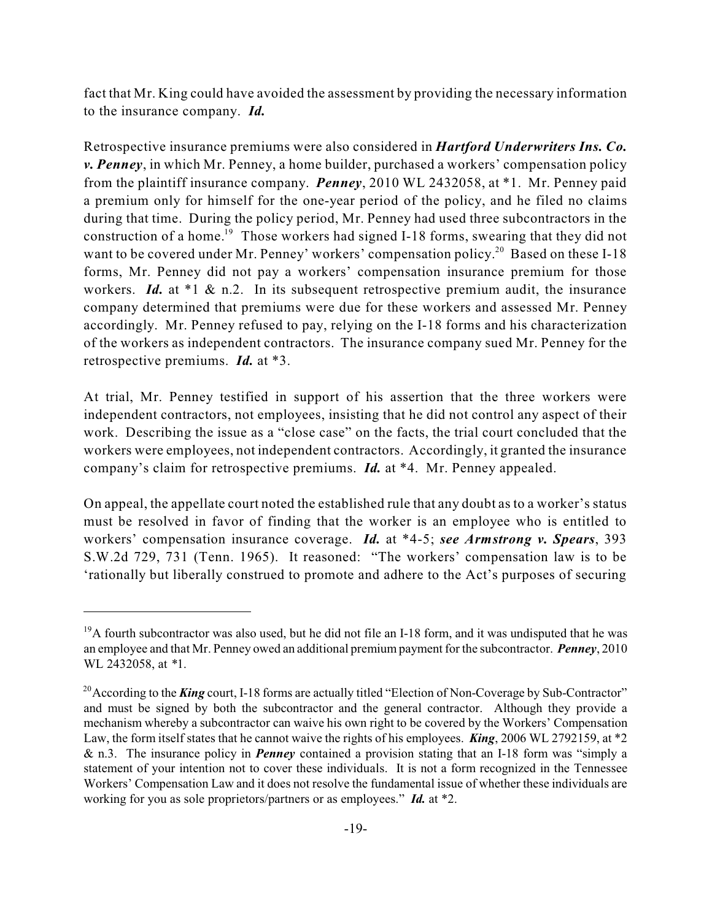fact that Mr. King could have avoided the assessment by providing the necessary information to the insurance company. ***Id.***

Retrospective insurance premiums were also considered in ***Hartford Underwriters Ins. Co. v. Penney***, in which Mr. Penney, a home builder, purchased a workers' compensation policy from the plaintiff insurance company. ***Penney***, 2010 WL 2432058, at *1. Mr. Penney paid a premium only for himself for the one-year period of the policy, and he filed no claims during that time. During the policy period, Mr. Penney had used three subcontractors in the construction of a home.[19] Those workers had signed I-18 forms, swearing that they did not want to be covered under Mr. Penney' workers' compensation policy.[20] Based on these I-18 forms, Mr. Penney did not pay a workers' compensation insurance premium for those workers. ***Id.*** at *1 & n.2. In its subsequent retrospective premium audit, the insurance company determined that premiums were due for these workers and assessed Mr. Penney accordingly. Mr. Penney refused to pay, relying on the I-18 forms and his characterization of the workers as independent contractors. The insurance company sued Mr. Penney for the retrospective premiums. ***Id.*** at *3.

At trial, Mr. Penney testified in support of his assertion that the three workers were independent contractors, not employees, insisting that he did not control any aspect of their work. Describing the issue as a "close case" on the facts, the trial court concluded that the workers were employees, not independent contractors. Accordingly, it granted the insurance company's claim for retrospective premiums. ***Id.*** at *4. Mr. Penney appealed.

On appeal, the appellate court noted the established rule that any doubt as to a worker's status must be resolved in favor of finding that the worker is an employee who is entitled to workers' compensation insurance coverage. ***Id.*** at *4-5; ***see Armstrong v. Spears***, 393 S.W.2d 729, 731 (Tenn. 1965). It reasoned: "The workers' compensation law is to be 'rationally but liberally construed to promote and adhere to the Act's purposes of securing

---

[19] A fourth subcontractor was also used, but he did not file an I-18 form, and it was undisputed that he was an employee and that Mr. Penney owed an additional premium payment for the subcontractor. ***Penney***, 2010 WL 2432058, at *1.

[20] According to the ***King*** court, I-18 forms are actually titled "Election of Non-Coverage by Sub-Contractor" and must be signed by both the subcontractor and the general contractor. Although they provide a mechanism whereby a subcontractor can waive his own right to be covered by the Workers' Compensation Law, the form itself states that he cannot waive the rights of his employees. ***King***, 2006 WL 2792159, at *2 & n.3. The insurance policy in ***Penney*** contained a provision stating that an I-18 form was "simply a statement of your intention not to cover these individuals. It is not a form recognized in the Tennessee Workers' Compensation Law and it does not resolve the fundamental issue of whether these individuals are working for you as sole proprietors/partners or as employees." ***Id.*** at *2.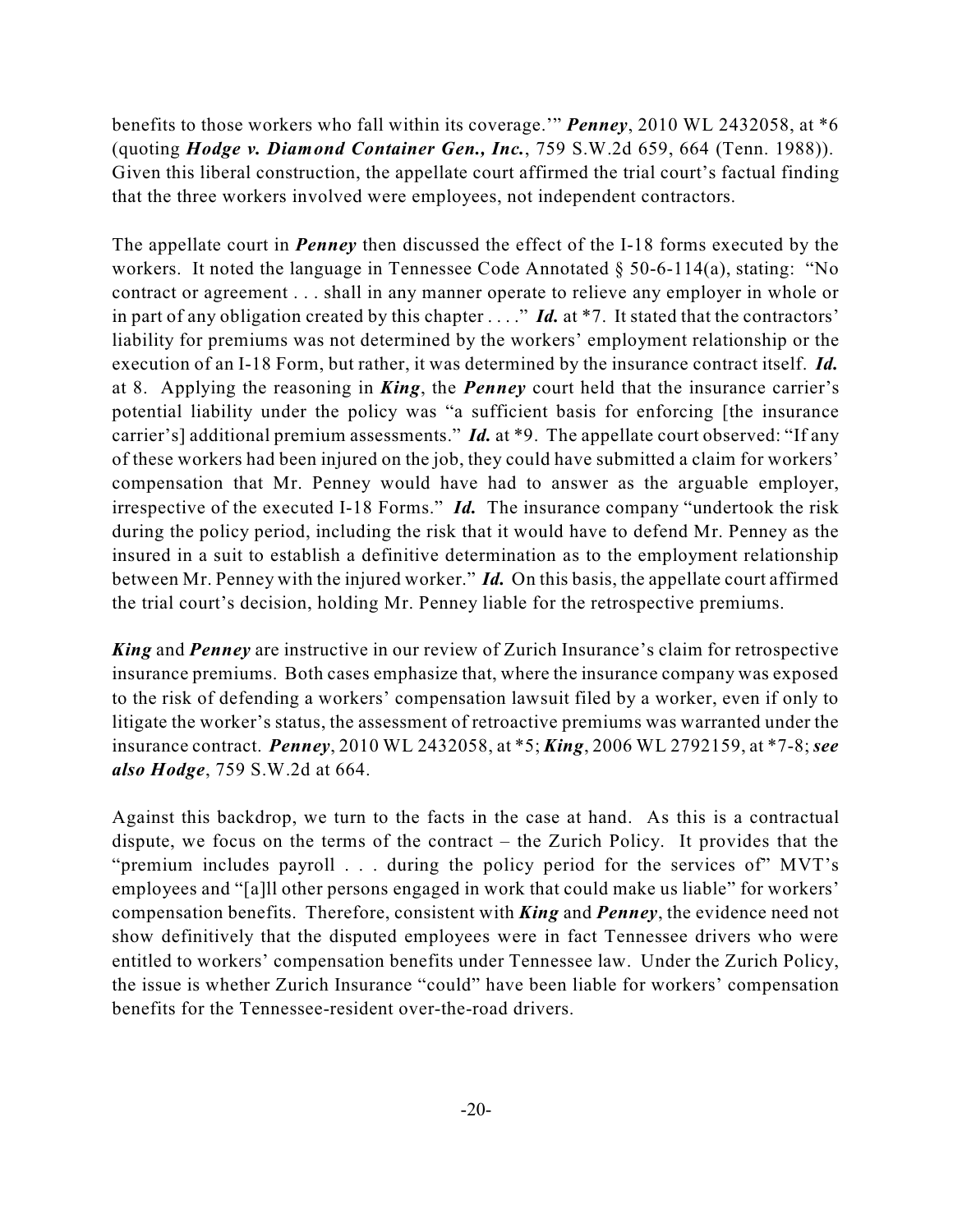benefits to those workers who fall within its coverage.'" ***Penney***, 2010 WL 2432058, at *6 (quoting ***Hodge v. Diamond Container Gen., Inc.***, 759 S.W.2d 659, 664 (Tenn. 1988)). Given this liberal construction, the appellate court affirmed the trial court's factual finding that the three workers involved were employees, not independent contractors.

The appellate court in ***Penney*** then discussed the effect of the I-18 forms executed by the workers. It noted the language in Tennessee Code Annotated § 50-6-114(a), stating: "No contract or agreement . . . shall in any manner operate to relieve any employer in whole or in part of any obligation created by this chapter . . . ." ***Id.*** at *7. It stated that the contractors' liability for premiums was not determined by the workers' employment relationship or the execution of an I-18 Form, but rather, it was determined by the insurance contract itself. ***Id.*** at 8. Applying the reasoning in ***King***, the ***Penney*** court held that the insurance carrier's potential liability under the policy was "a sufficient basis for enforcing [the insurance carrier's] additional premium assessments." ***Id.*** at *9. The appellate court observed: "If any of these workers had been injured on the job, they could have submitted a claim for workers' compensation that Mr. Penney would have had to answer as the arguable employer, irrespective of the executed I-18 Forms." ***Id.*** The insurance company "undertook the risk during the policy period, including the risk that it would have to defend Mr. Penney as the insured in a suit to establish a definitive determination as to the employment relationship between Mr. Penney with the injured worker." ***Id.*** On this basis, the appellate court affirmed the trial court's decision, holding Mr. Penney liable for the retrospective premiums.

***King*** and ***Penney*** are instructive in our review of Zurich Insurance's claim for retrospective insurance premiums. Both cases emphasize that, where the insurance company was exposed to the risk of defending a workers' compensation lawsuit filed by a worker, even if only to litigate the worker's status, the assessment of retroactive premiums was warranted under the insurance contract. ***Penney***, 2010 WL 2432058, at *5; ***King***, 2006 WL 2792159, at *7-8; ***see also Hodge***, 759 S.W.2d at 664.

Against this backdrop, we turn to the facts in the case at hand. As this is a contractual dispute, we focus on the terms of the contract – the Zurich Policy. It provides that the "premium includes payroll . . . during the policy period for the services of" MVT's employees and "[a]ll other persons engaged in work that could make us liable" for workers' compensation benefits. Therefore, consistent with ***King*** and ***Penney***, the evidence need not show definitively that the disputed employees were in fact Tennessee drivers who were entitled to workers' compensation benefits under Tennessee law. Under the Zurich Policy, the issue is whether Zurich Insurance "could" have been liable for workers' compensation benefits for the Tennessee-resident over-the-road drivers.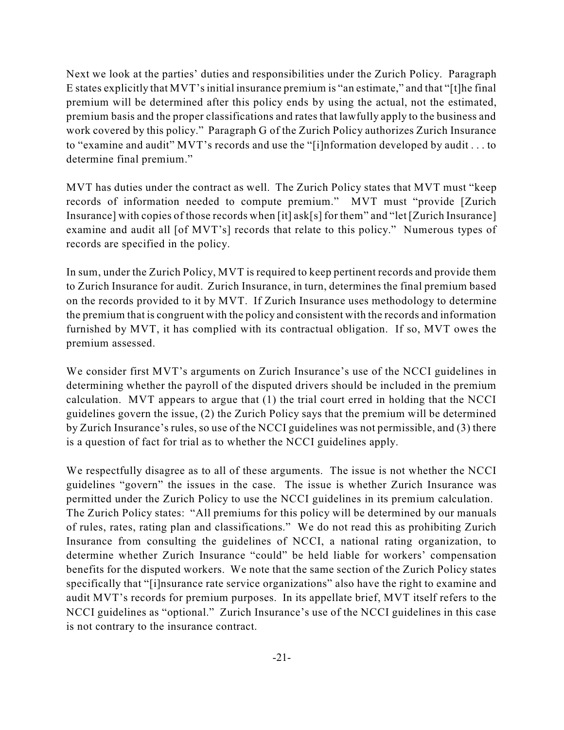Next we look at the parties' duties and responsibilities under the Zurich Policy. Paragraph E states explicitly that MVT's initial insurance premium is "an estimate," and that "[t]he final premium will be determined after this policy ends by using the actual, not the estimated, premium basis and the proper classifications and rates that lawfully apply to the business and work covered by this policy." Paragraph G of the Zurich Policy authorizes Zurich Insurance to "examine and audit" MVT's records and use the "[i]nformation developed by audit . . . to determine final premium."

MVT has duties under the contract as well. The Zurich Policy states that MVT must "keep records of information needed to compute premium." MVT must "provide [Zurich Insurance] with copies of those records when [it] ask[s] for them" and "let [Zurich Insurance] examine and audit all [of MVT's] records that relate to this policy." Numerous types of records are specified in the policy.

In sum, under the Zurich Policy, MVT is required to keep pertinent records and provide them to Zurich Insurance for audit. Zurich Insurance, in turn, determines the final premium based on the records provided to it by MVT. If Zurich Insurance uses methodology to determine the premium that is congruent with the policy and consistent with the records and information furnished by MVT, it has complied with its contractual obligation. If so, MVT owes the premium assessed.

We consider first MVT's arguments on Zurich Insurance's use of the NCCI guidelines in determining whether the payroll of the disputed drivers should be included in the premium calculation. MVT appears to argue that (1) the trial court erred in holding that the NCCI guidelines govern the issue, (2) the Zurich Policy says that the premium will be determined by Zurich Insurance's rules, so use of the NCCI guidelines was not permissible, and (3) there is a question of fact for trial as to whether the NCCI guidelines apply.

We respectfully disagree as to all of these arguments. The issue is not whether the NCCI guidelines "govern" the issues in the case. The issue is whether Zurich Insurance was permitted under the Zurich Policy to use the NCCI guidelines in its premium calculation. The Zurich Policy states: "All premiums for this policy will be determined by our manuals of rules, rates, rating plan and classifications." We do not read this as prohibiting Zurich Insurance from consulting the guidelines of NCCI, a national rating organization, to determine whether Zurich Insurance "could" be held liable for workers' compensation benefits for the disputed workers. We note that the same section of the Zurich Policy states specifically that "[i]nsurance rate service organizations" also have the right to examine and audit MVT's records for premium purposes. In its appellate brief, MVT itself refers to the NCCI guidelines as "optional." Zurich Insurance's use of the NCCI guidelines in this case is not contrary to the insurance contract.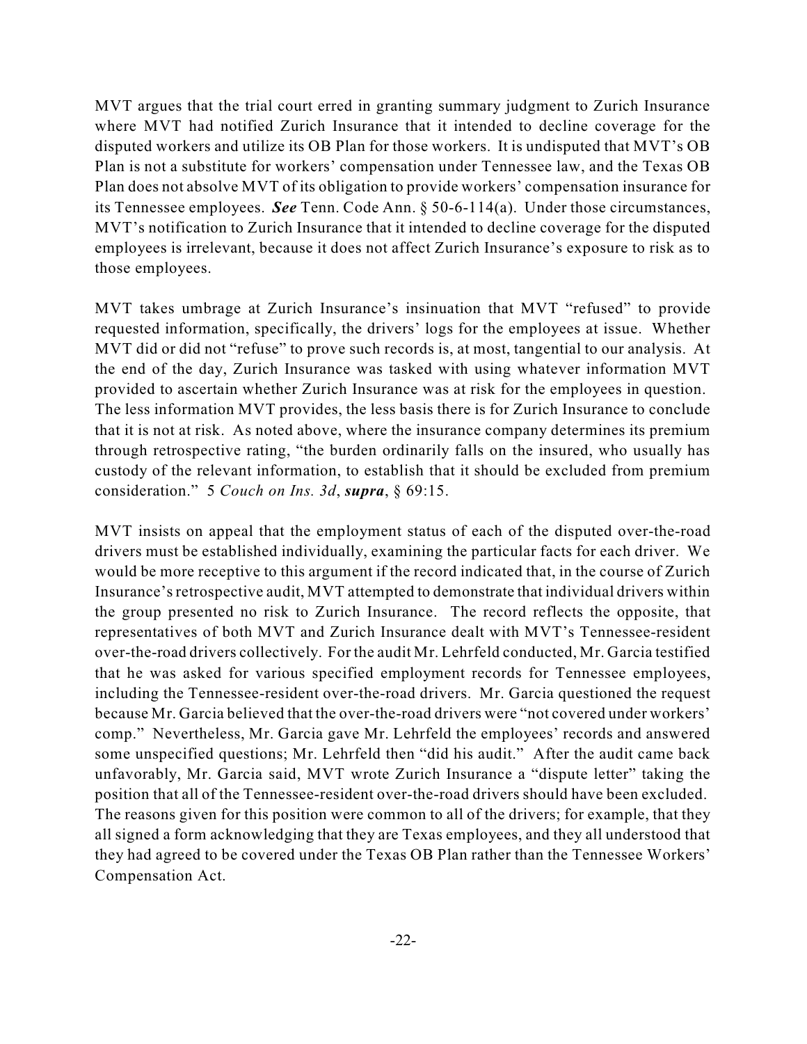MVT argues that the trial court erred in granting summary judgment to Zurich Insurance where MVT had notified Zurich Insurance that it intended to decline coverage for the disputed workers and utilize its OB Plan for those workers. It is undisputed that MVT's OB Plan is not a substitute for workers' compensation under Tennessee law, and the Texas OB Plan does not absolve MVT of its obligation to provide workers' compensation insurance for its Tennessee employees. ***See*** Tenn. Code Ann. § 50-6-114(a). Under those circumstances, MVT's notification to Zurich Insurance that it intended to decline coverage for the disputed employees is irrelevant, because it does not affect Zurich Insurance's exposure to risk as to those employees.

MVT takes umbrage at Zurich Insurance's insinuation that MVT "refused" to provide requested information, specifically, the drivers' logs for the employees at issue. Whether MVT did or did not "refuse" to prove such records is, at most, tangential to our analysis. At the end of the day, Zurich Insurance was tasked with using whatever information MVT provided to ascertain whether Zurich Insurance was at risk for the employees in question. The less information MVT provides, the less basis there is for Zurich Insurance to conclude that it is not at risk. As noted above, where the insurance company determines its premium through retrospective rating, "the burden ordinarily falls on the insured, who usually has custody of the relevant information, to establish that it should be excluded from premium consideration." 5 *Couch on Ins. 3d*, ***supra***, § 69:15.

MVT insists on appeal that the employment status of each of the disputed over-the-road drivers must be established individually, examining the particular facts for each driver. We would be more receptive to this argument if the record indicated that, in the course of Zurich Insurance's retrospective audit, MVT attempted to demonstrate that individual drivers within the group presented no risk to Zurich Insurance. The record reflects the opposite, that representatives of both MVT and Zurich Insurance dealt with MVT's Tennessee-resident over-the-road drivers collectively. For the audit Mr. Lehrfeld conducted, Mr. Garcia testified that he was asked for various specified employment records for Tennessee employees, including the Tennessee-resident over-the-road drivers. Mr. Garcia questioned the request because Mr. Garcia believed that the over-the-road drivers were "not covered under workers' comp." Nevertheless, Mr. Garcia gave Mr. Lehrfeld the employees' records and answered some unspecified questions; Mr. Lehrfeld then "did his audit." After the audit came back unfavorably, Mr. Garcia said, MVT wrote Zurich Insurance a "dispute letter" taking the position that all of the Tennessee-resident over-the-road drivers should have been excluded. The reasons given for this position were common to all of the drivers; for example, that they all signed a form acknowledging that they are Texas employees, and they all understood that they had agreed to be covered under the Texas OB Plan rather than the Tennessee Workers' Compensation Act.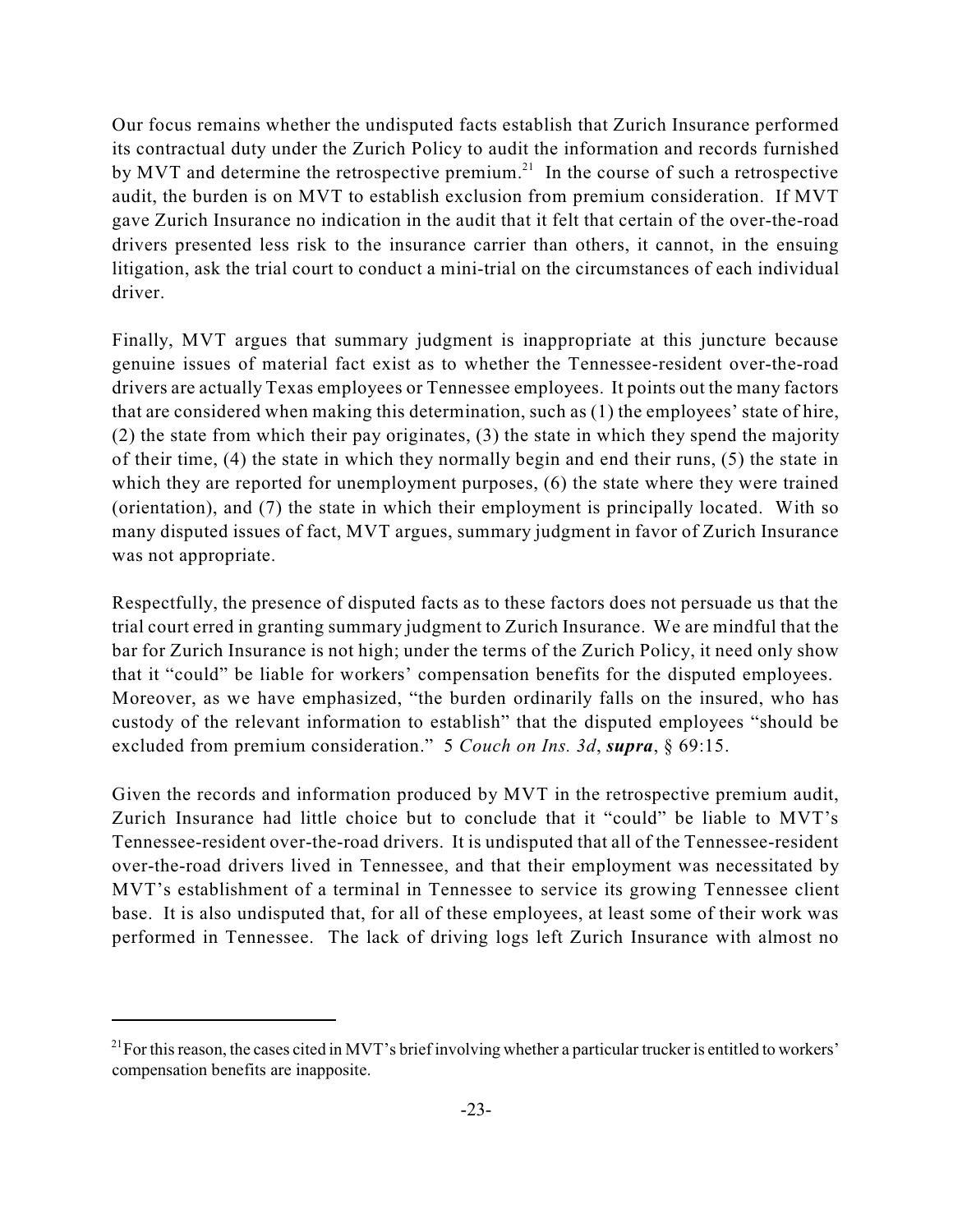Our focus remains whether the undisputed facts establish that Zurich Insurance performed its contractual duty under the Zurich Policy to audit the information and records furnished by MVT and determine the retrospective premium.[21] In the course of such a retrospective audit, the burden is on MVT to establish exclusion from premium consideration. If MVT gave Zurich Insurance no indication in the audit that it felt that certain of the over-the-road drivers presented less risk to the insurance carrier than others, it cannot, in the ensuing litigation, ask the trial court to conduct a mini-trial on the circumstances of each individual driver.

Finally, MVT argues that summary judgment is inappropriate at this juncture because genuine issues of material fact exist as to whether the Tennessee-resident over-the-road drivers are actually Texas employees or Tennessee employees. It points out the many factors that are considered when making this determination, such as (1) the employees' state of hire, (2) the state from which their pay originates, (3) the state in which they spend the majority of their time, (4) the state in which they normally begin and end their runs, (5) the state in which they are reported for unemployment purposes, (6) the state where they were trained (orientation), and (7) the state in which their employment is principally located. With so many disputed issues of fact, MVT argues, summary judgment in favor of Zurich Insurance was not appropriate.

Respectfully, the presence of disputed facts as to these factors does not persuade us that the trial court erred in granting summary judgment to Zurich Insurance. We are mindful that the bar for Zurich Insurance is not high; under the terms of the Zurich Policy, it need only show that it "could" be liable for workers' compensation benefits for the disputed employees. Moreover, as we have emphasized, "the burden ordinarily falls on the insured, who has custody of the relevant information to establish" that the disputed employees "should be excluded from premium consideration." 5 *Couch on Ins. 3d*, ***supra***, § 69:15.

Given the records and information produced by MVT in the retrospective premium audit, Zurich Insurance had little choice but to conclude that it "could" be liable to MVT's Tennessee-resident over-the-road drivers. It is undisputed that all of the Tennessee-resident over-the-road drivers lived in Tennessee, and that their employment was necessitated by MVT's establishment of a terminal in Tennessee to service its growing Tennessee client base. It is also undisputed that, for all of these employees, at least some of their work was performed in Tennessee. The lack of driving logs left Zurich Insurance with almost no

---

[21] For this reason, the cases cited in MVT's brief involving whether a particular trucker is entitled to workers' compensation benefits are inapposite.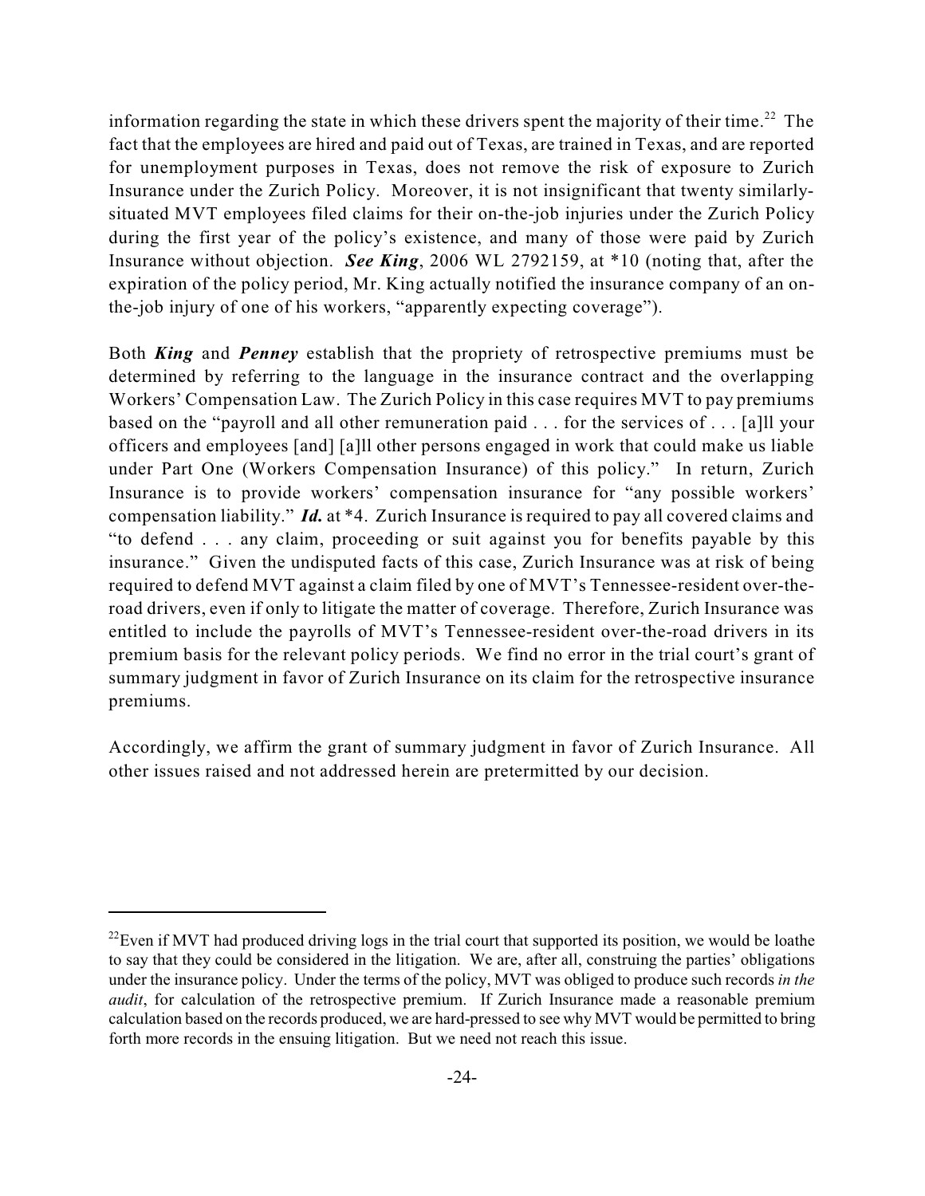information regarding the state in which these drivers spent the majority of their time.[22] The fact that the employees are hired and paid out of Texas, are trained in Texas, and are reported for unemployment purposes in Texas, does not remove the risk of exposure to Zurich Insurance under the Zurich Policy. Moreover, it is not insignificant that twenty similarly-situated MVT employees filed claims for their on-the-job injuries under the Zurich Policy during the first year of the policy's existence, and many of those were paid by Zurich Insurance without objection. ***See King***, 2006 WL 2792159, at *10 (noting that, after the expiration of the policy period, Mr. King actually notified the insurance company of an on-the-job injury of one of his workers, "apparently expecting coverage").

Both ***King*** and ***Penney*** establish that the propriety of retrospective premiums must be determined by referring to the language in the insurance contract and the overlapping Workers' Compensation Law. The Zurich Policy in this case requires MVT to pay premiums based on the "payroll and all other remuneration paid . . . for the services of . . . [a]ll your officers and employees [and] [a]ll other persons engaged in work that could make us liable under Part One (Workers Compensation Insurance) of this policy." In return, Zurich Insurance is to provide workers' compensation insurance for "any possible workers' compensation liability." ***Id.*** at *4. Zurich Insurance is required to pay all covered claims and "to defend . . . any claim, proceeding or suit against you for benefits payable by this insurance." Given the undisputed facts of this case, Zurich Insurance was at risk of being required to defend MVT against a claim filed by one of MVT's Tennessee-resident over-the-road drivers, even if only to litigate the matter of coverage. Therefore, Zurich Insurance was entitled to include the payrolls of MVT's Tennessee-resident over-the-road drivers in its premium basis for the relevant policy periods. We find no error in the trial court's grant of summary judgment in favor of Zurich Insurance on its claim for the retrospective insurance premiums.

Accordingly, we affirm the grant of summary judgment in favor of Zurich Insurance. All other issues raised and not addressed herein are pretermitted by our decision.

---

[22] Even if MVT had produced driving logs in the trial court that supported its position, we would be loathe to say that they could be considered in the litigation. We are, after all, construing the parties' obligations under the insurance policy. Under the terms of the policy, MVT was obliged to produce such records *in the audit*, for calculation of the retrospective premium. If Zurich Insurance made a reasonable premium calculation based on the records produced, we are hard-pressed to see why MVT would be permitted to bring forth more records in the ensuing litigation. But we need not reach this issue.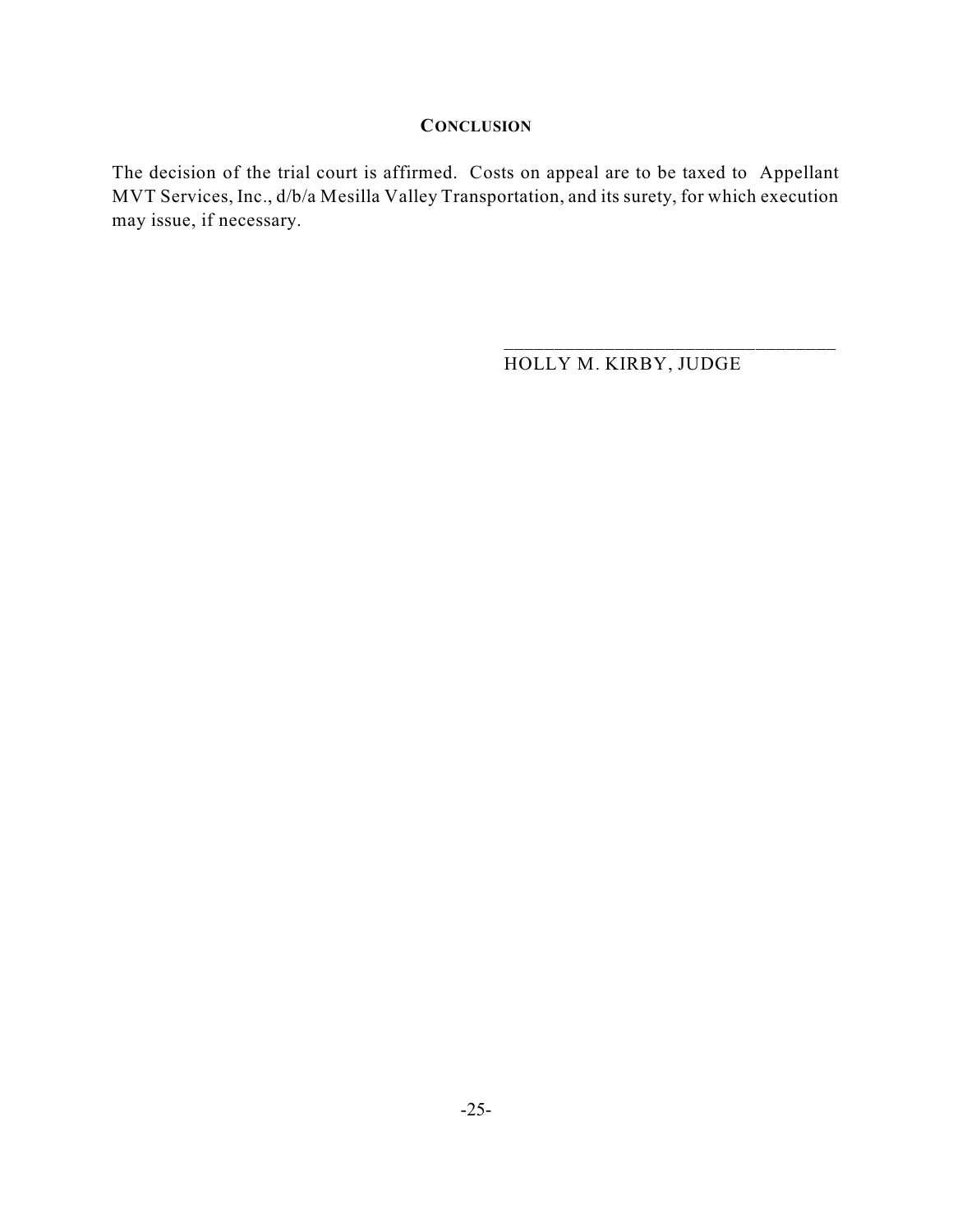## CONCLUSION

The decision of the trial court is affirmed. Costs on appeal are to be taxed to Appellant MVT Services, Inc., d/b/a Mesilla Valley Transportation, and its surety, for which execution may issue, if necessary.

___________________________________
HOLLY M. KIRBY, JUDGE